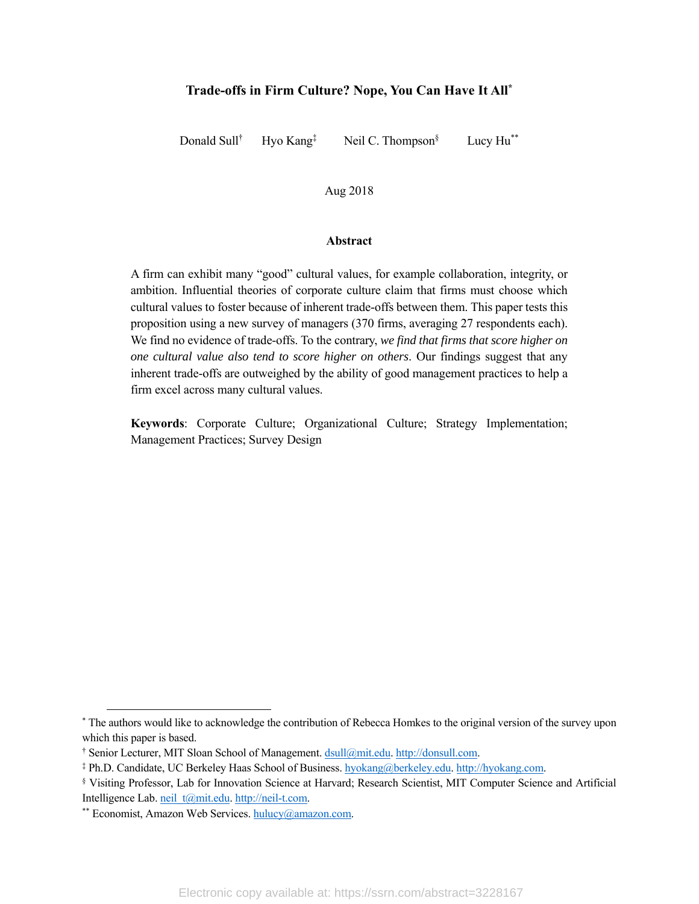# Trade-offs in Firm Culture? Nope, You Can Have It All[*]

Donald Sull[†] Hyo Kang[‡] Neil C. Thompson[§] Lucy Hu[**]

Aug 2018

## Abstract

A firm can exhibit many "good" cultural values, for example collaboration, integrity, or ambition. Influential theories of corporate culture claim that firms must choose which cultural values to foster because of inherent trade-offs between them. This paper tests this proposition using a new survey of managers (370 firms, averaging 27 respondents each). We find no evidence of trade-offs. To the contrary, *we find that firms that score higher on one cultural value also tend to score higher on others*. Our findings suggest that any inherent trade-offs are outweighed by the ability of good management practices to help a firm excel across many cultural values.

**Keywords**: Corporate Culture; Organizational Culture; Strategy Implementation; Management Practices; Survey Design

---

[*] The authors would like to acknowledge the contribution of Rebecca Homkes to the original version of the survey upon which this paper is based.

[†] Senior Lecturer, MIT Sloan School of Management. dsull@mit.edu. http://donsull.com.

[‡] Ph.D. Candidate, UC Berkeley Haas School of Business. hyokang@berkeley.edu. http://hyokang.com.

[§] Visiting Professor, Lab for Innovation Science at Harvard; Research Scientist, MIT Computer Science and Artificial Intelligence Lab. neil_t@mit.edu. http://neil-t.com.

[**] Economist, Amazon Web Services. hulucy@amazon.com.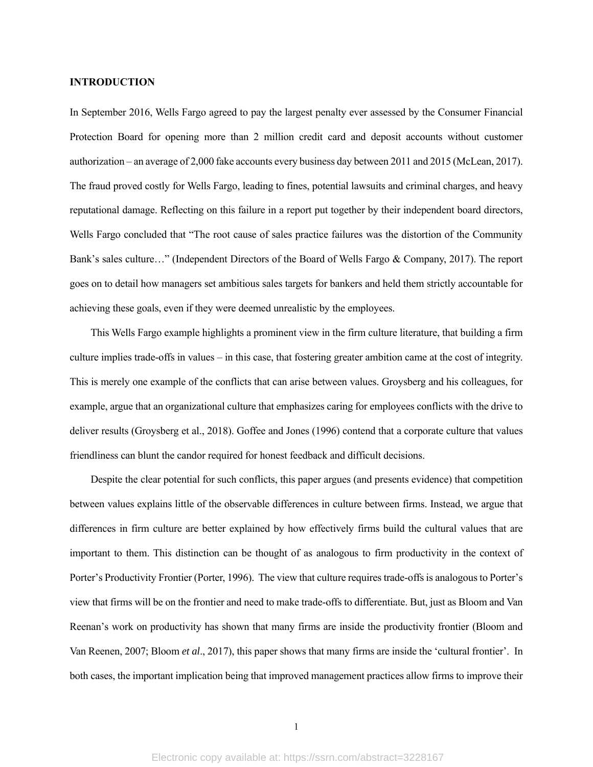**INTRODUCTION**

In September 2016, Wells Fargo agreed to pay the largest penalty ever assessed by the Consumer Financial Protection Board for opening more than 2 million credit card and deposit accounts without customer authorization – an average of 2,000 fake accounts every business day between 2011 and 2015 (McLean, 2017). The fraud proved costly for Wells Fargo, leading to fines, potential lawsuits and criminal charges, and heavy reputational damage. Reflecting on this failure in a report put together by their independent board directors, Wells Fargo concluded that "The root cause of sales practice failures was the distortion of the Community Bank's sales culture…" (Independent Directors of the Board of Wells Fargo & Company, 2017). The report goes on to detail how managers set ambitious sales targets for bankers and held them strictly accountable for achieving these goals, even if they were deemed unrealistic by the employees.

This Wells Fargo example highlights a prominent view in the firm culture literature, that building a firm culture implies trade-offs in values – in this case, that fostering greater ambition came at the cost of integrity. This is merely one example of the conflicts that can arise between values. Groysberg and his colleagues, for example, argue that an organizational culture that emphasizes caring for employees conflicts with the drive to deliver results (Groysberg et al., 2018). Goffee and Jones (1996) contend that a corporate culture that values friendliness can blunt the candor required for honest feedback and difficult decisions.

Despite the clear potential for such conflicts, this paper argues (and presents evidence) that competition between values explains little of the observable differences in culture between firms. Instead, we argue that differences in firm culture are better explained by how effectively firms build the cultural values that are important to them. This distinction can be thought of as analogous to firm productivity in the context of Porter's Productivity Frontier (Porter, 1996). The view that culture requires trade-offs is analogous to Porter's view that firms will be on the frontier and need to make trade-offs to differentiate. But, just as Bloom and Van Reenan's work on productivity has shown that many firms are inside the productivity frontier (Bloom and Van Reenen, 2007; Bloom *et al*., 2017), this paper shows that many firms are inside the 'cultural frontier'. In both cases, the important implication being that improved management practices allow firms to improve their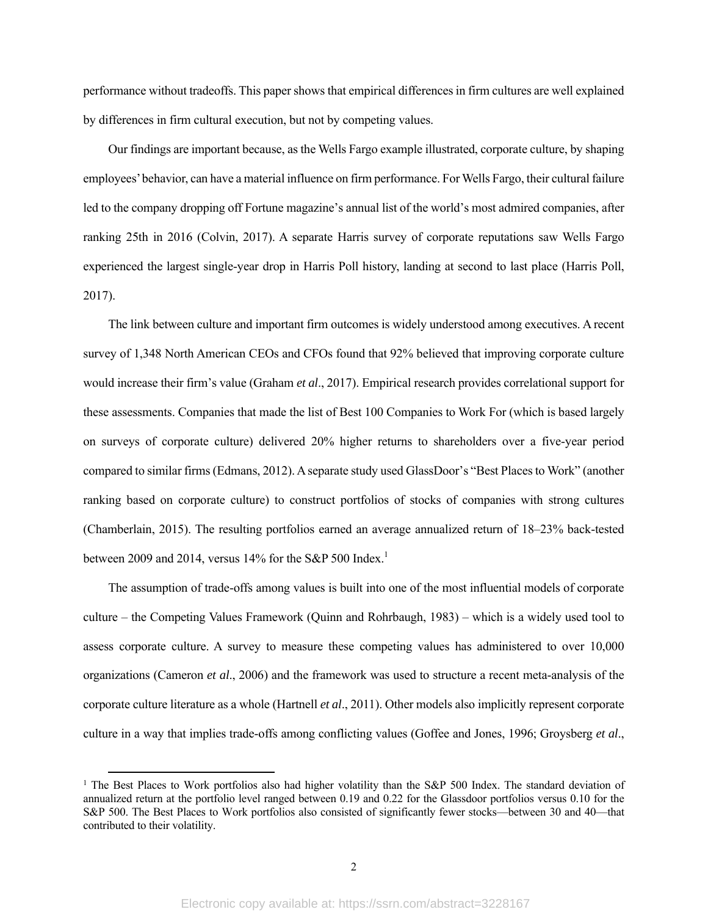performance without tradeoffs. This paper shows that empirical differences in firm cultures are well explained by differences in firm cultural execution, but not by competing values.

Our findings are important because, as the Wells Fargo example illustrated, corporate culture, by shaping employees' behavior, can have a material influence on firm performance. For Wells Fargo, their cultural failure led to the company dropping off Fortune magazine's annual list of the world's most admired companies, after ranking 25th in 2016 (Colvin, 2017). A separate Harris survey of corporate reputations saw Wells Fargo experienced the largest single-year drop in Harris Poll history, landing at second to last place (Harris Poll, 2017).

The link between culture and important firm outcomes is widely understood among executives. A recent survey of 1,348 North American CEOs and CFOs found that 92% believed that improving corporate culture would increase their firm's value (Graham *et al*., 2017). Empirical research provides correlational support for these assessments. Companies that made the list of Best 100 Companies to Work For (which is based largely on surveys of corporate culture) delivered 20% higher returns to shareholders over a five-year period compared to similar firms (Edmans, 2012). A separate study used GlassDoor's "Best Places to Work" (another ranking based on corporate culture) to construct portfolios of stocks of companies with strong cultures (Chamberlain, 2015). The resulting portfolios earned an average annualized return of 18–23% back-tested between 2009 and 2014, versus 14% for the S&P 500 Index.[1]

The assumption of trade-offs among values is built into one of the most influential models of corporate culture – the Competing Values Framework (Quinn and Rohrbaugh, 1983) – which is a widely used tool to assess corporate culture. A survey to measure these competing values has administered to over 10,000 organizations (Cameron *et al*., 2006) and the framework was used to structure a recent meta-analysis of the corporate culture literature as a whole (Hartnell *et al*., 2011). Other models also implicitly represent corporate culture in a way that implies trade-offs among conflicting values (Goffee and Jones, 1996; Groysberg *et al*.,

[1] The Best Places to Work portfolios also had higher volatility than the S&P 500 Index. The standard deviation of annualized return at the portfolio level ranged between 0.19 and 0.22 for the Glassdoor portfolios versus 0.10 for the S&P 500. The Best Places to Work portfolios also consisted of significantly fewer stocks—between 30 and 40—that contributed to their volatility.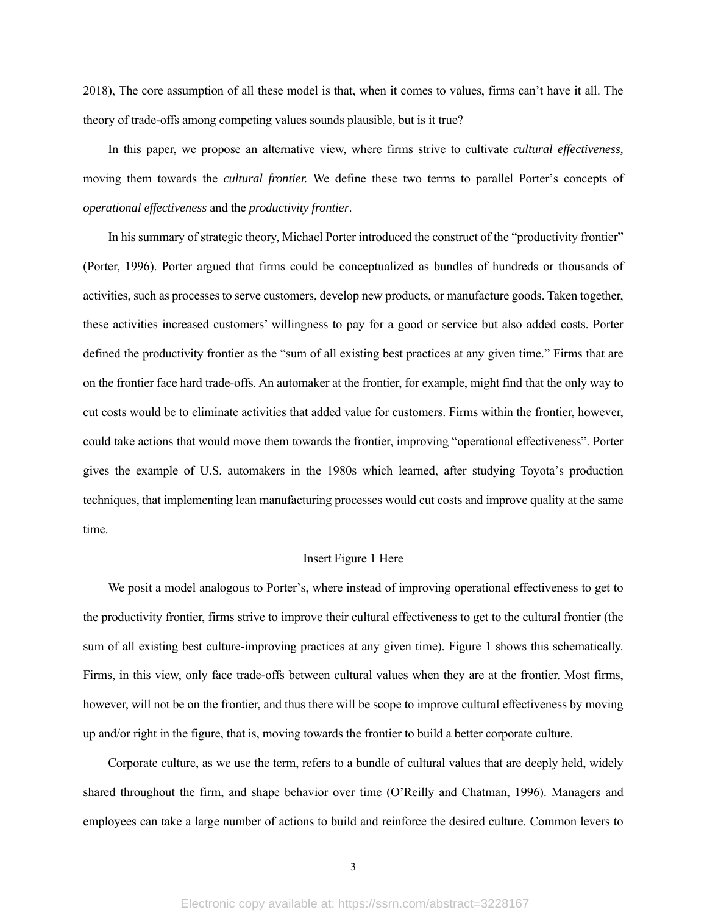2018), The core assumption of all these model is that, when it comes to values, firms can't have it all. The theory of trade-offs among competing values sounds plausible, but is it true?

In this paper, we propose an alternative view, where firms strive to cultivate *cultural effectiveness,* moving them towards the *cultural frontier.* We define these two terms to parallel Porter's concepts of *operational effectiveness* and the *productivity frontier*.

In his summary of strategic theory, Michael Porter introduced the construct of the "productivity frontier" (Porter, 1996). Porter argued that firms could be conceptualized as bundles of hundreds or thousands of activities, such as processes to serve customers, develop new products, or manufacture goods. Taken together, these activities increased customers' willingness to pay for a good or service but also added costs. Porter defined the productivity frontier as the "sum of all existing best practices at any given time." Firms that are on the frontier face hard trade-offs. An automaker at the frontier, for example, might find that the only way to cut costs would be to eliminate activities that added value for customers. Firms within the frontier, however, could take actions that would move them towards the frontier, improving "operational effectiveness". Porter gives the example of U.S. automakers in the 1980s which learned, after studying Toyota's production techniques, that implementing lean manufacturing processes would cut costs and improve quality at the same time.

Insert Figure 1 Here

We posit a model analogous to Porter's, where instead of improving operational effectiveness to get to the productivity frontier, firms strive to improve their cultural effectiveness to get to the cultural frontier (the sum of all existing best culture-improving practices at any given time). Figure 1 shows this schematically. Firms, in this view, only face trade-offs between cultural values when they are at the frontier. Most firms, however, will not be on the frontier, and thus there will be scope to improve cultural effectiveness by moving up and/or right in the figure, that is, moving towards the frontier to build a better corporate culture.

Corporate culture, as we use the term, refers to a bundle of cultural values that are deeply held, widely shared throughout the firm, and shape behavior over time (O'Reilly and Chatman, 1996). Managers and employees can take a large number of actions to build and reinforce the desired culture. Common levers to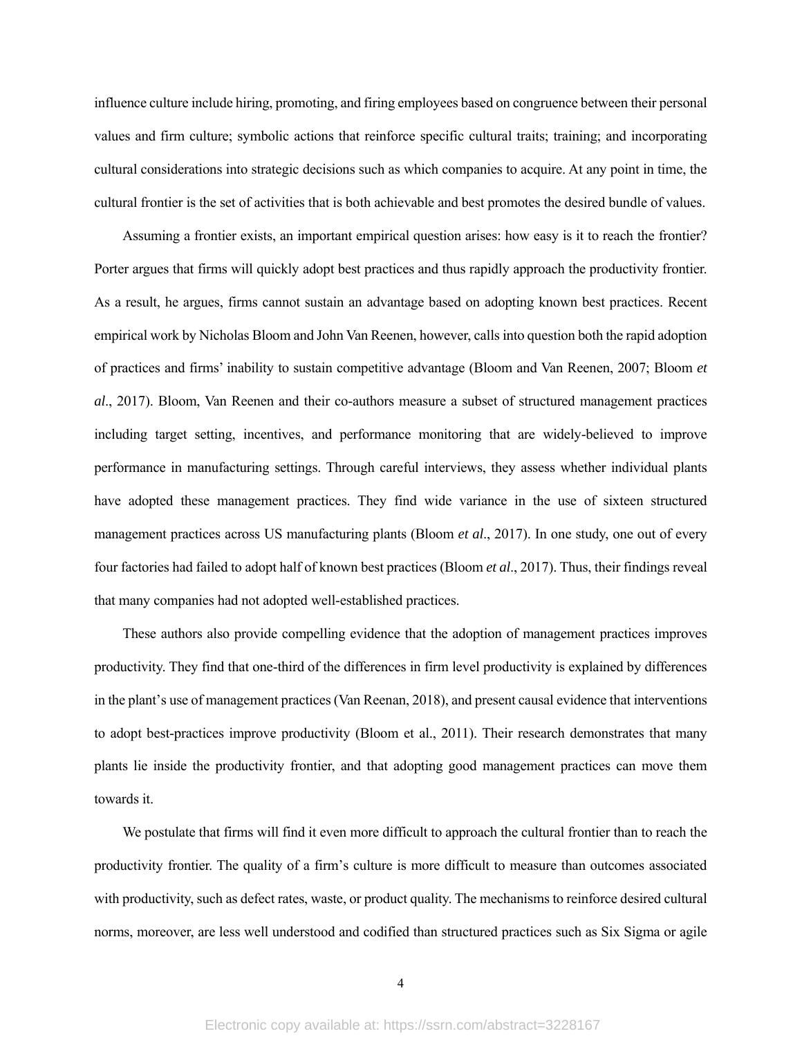influence culture include hiring, promoting, and firing employees based on congruence between their personal values and firm culture; symbolic actions that reinforce specific cultural traits; training; and incorporating cultural considerations into strategic decisions such as which companies to acquire. At any point in time, the cultural frontier is the set of activities that is both achievable and best promotes the desired bundle of values.

Assuming a frontier exists, an important empirical question arises: how easy is it to reach the frontier? Porter argues that firms will quickly adopt best practices and thus rapidly approach the productivity frontier. As a result, he argues, firms cannot sustain an advantage based on adopting known best practices. Recent empirical work by Nicholas Bloom and John Van Reenen, however, calls into question both the rapid adoption of practices and firms' inability to sustain competitive advantage (Bloom and Van Reenen, 2007; Bloom *et al*., 2017). Bloom, Van Reenen and their co-authors measure a subset of structured management practices including target setting, incentives, and performance monitoring that are widely-believed to improve performance in manufacturing settings. Through careful interviews, they assess whether individual plants have adopted these management practices. They find wide variance in the use of sixteen structured management practices across US manufacturing plants (Bloom *et al*., 2017). In one study, one out of every four factories had failed to adopt half of known best practices (Bloom *et al*., 2017). Thus, their findings reveal that many companies had not adopted well-established practices.

These authors also provide compelling evidence that the adoption of management practices improves productivity. They find that one-third of the differences in firm level productivity is explained by differences in the plant's use of management practices (Van Reenan, 2018), and present causal evidence that interventions to adopt best-practices improve productivity (Bloom et al., 2011). Their research demonstrates that many plants lie inside the productivity frontier, and that adopting good management practices can move them towards it.

We postulate that firms will find it even more difficult to approach the cultural frontier than to reach the productivity frontier. The quality of a firm's culture is more difficult to measure than outcomes associated with productivity, such as defect rates, waste, or product quality. The mechanisms to reinforce desired cultural norms, moreover, are less well understood and codified than structured practices such as Six Sigma or agile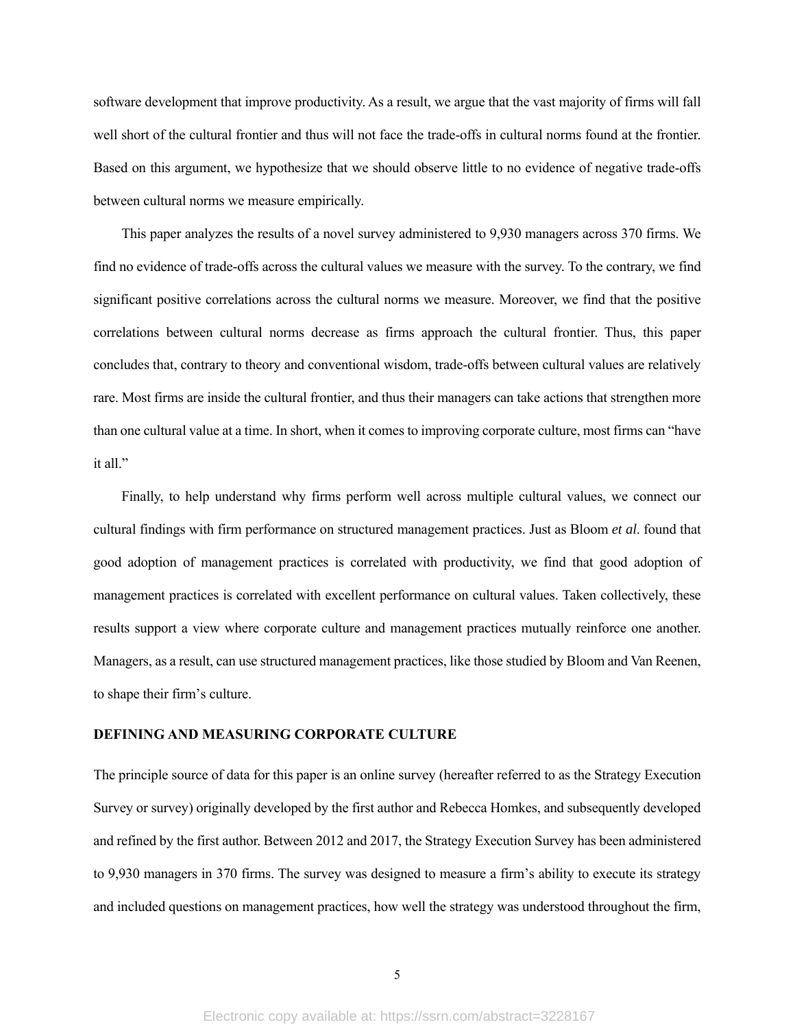software development that improve productivity. As a result, we argue that the vast majority of firms will fall well short of the cultural frontier and thus will not face the trade-offs in cultural norms found at the frontier. Based on this argument, we hypothesize that we should observe little to no evidence of negative trade-offs between cultural norms we measure empirically.

This paper analyzes the results of a novel survey administered to 9,930 managers across 370 firms. We find no evidence of trade-offs across the cultural values we measure with the survey. To the contrary, we find significant positive correlations across the cultural norms we measure. Moreover, we find that the positive correlations between cultural norms decrease as firms approach the cultural frontier. Thus, this paper concludes that, contrary to theory and conventional wisdom, trade-offs between cultural values are relatively rare. Most firms are inside the cultural frontier, and thus their managers can take actions that strengthen more than one cultural value at a time. In short, when it comes to improving corporate culture, most firms can "have it all."

Finally, to help understand why firms perform well across multiple cultural values, we connect our cultural findings with firm performance on structured management practices. Just as Bloom *et al*. found that good adoption of management practices is correlated with productivity, we find that good adoption of management practices is correlated with excellent performance on cultural values. Taken collectively, these results support a view where corporate culture and management practices mutually reinforce one another. Managers, as a result, can use structured management practices, like those studied by Bloom and Van Reenen, to shape their firm's culture.

## DEFINING AND MEASURING CORPORATE CULTURE

The principle source of data for this paper is an online survey (hereafter referred to as the Strategy Execution Survey or survey) originally developed by the first author and Rebecca Homkes, and subsequently developed and refined by the first author. Between 2012 and 2017, the Strategy Execution Survey has been administered to 9,930 managers in 370 firms. The survey was designed to measure a firm's ability to execute its strategy and included questions on management practices, how well the strategy was understood throughout the firm,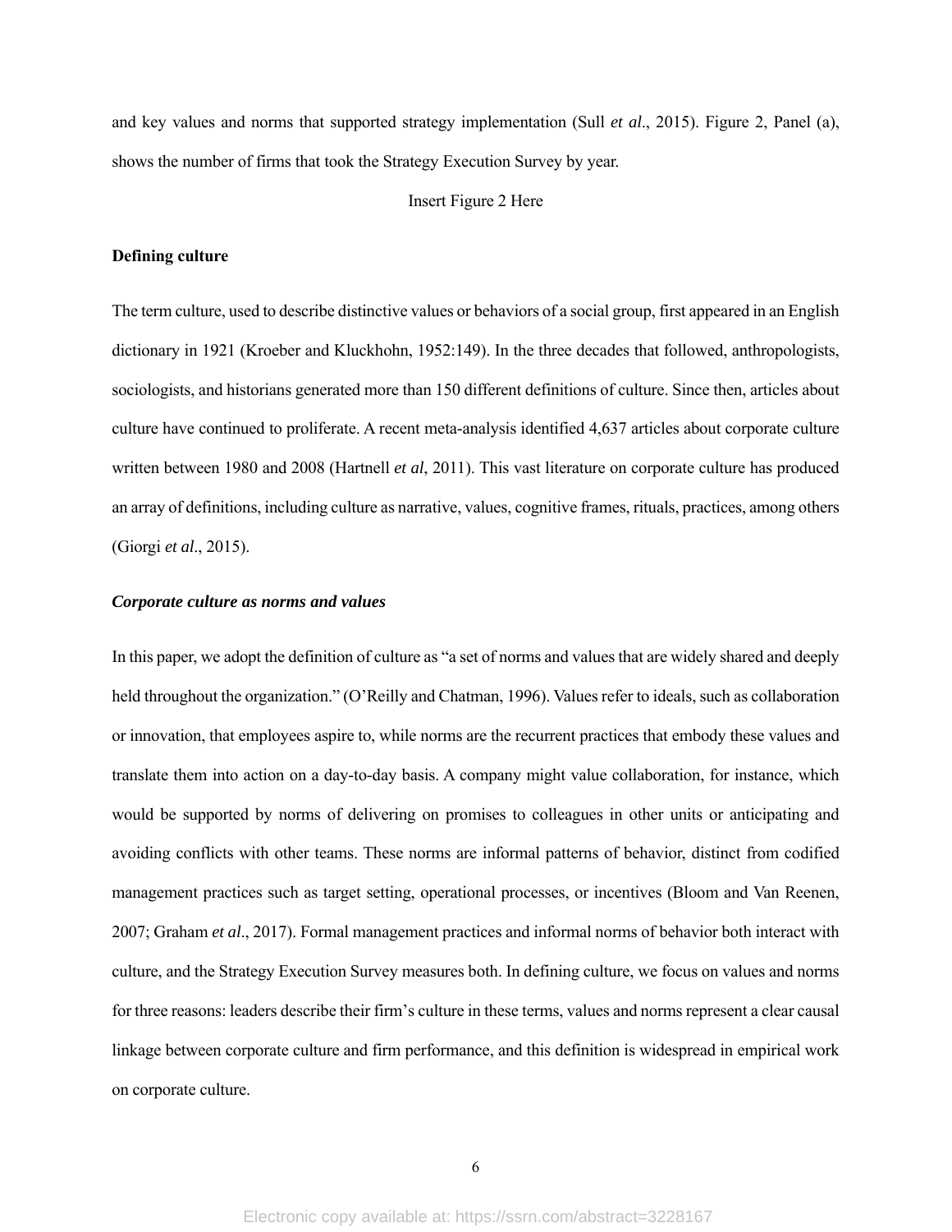and key values and norms that supported strategy implementation (Sull *et al*., 2015). Figure 2, Panel (a), shows the number of firms that took the Strategy Execution Survey by year.

Insert Figure 2 Here

**Defining culture**

The term culture, used to describe distinctive values or behaviors of a social group, first appeared in an English dictionary in 1921 (Kroeber and Kluckhohn, 1952:149). In the three decades that followed, anthropologists, sociologists, and historians generated more than 150 different definitions of culture. Since then, articles about culture have continued to proliferate. A recent meta-analysis identified 4,637 articles about corporate culture written between 1980 and 2008 (Hartnell *et al*, 2011). This vast literature on corporate culture has produced an array of definitions, including culture as narrative, values, cognitive frames, rituals, practices, among others (Giorgi *et al*., 2015).

***Corporate culture as norms and values***

In this paper, we adopt the definition of culture as "a set of norms and values that are widely shared and deeply held throughout the organization." (O'Reilly and Chatman, 1996). Values refer to ideals, such as collaboration or innovation, that employees aspire to, while norms are the recurrent practices that embody these values and translate them into action on a day-to-day basis. A company might value collaboration, for instance, which would be supported by norms of delivering on promises to colleagues in other units or anticipating and avoiding conflicts with other teams. These norms are informal patterns of behavior, distinct from codified management practices such as target setting, operational processes, or incentives (Bloom and Van Reenen, 2007; Graham *et al*., 2017). Formal management practices and informal norms of behavior both interact with culture, and the Strategy Execution Survey measures both. In defining culture, we focus on values and norms for three reasons: leaders describe their firm's culture in these terms, values and norms represent a clear causal linkage between corporate culture and firm performance, and this definition is widespread in empirical work on corporate culture.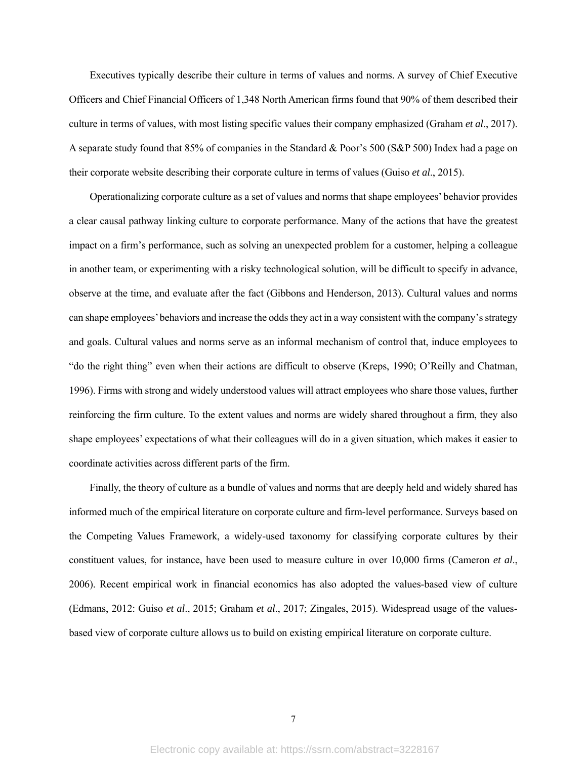Executives typically describe their culture in terms of values and norms. A survey of Chief Executive Officers and Chief Financial Officers of 1,348 North American firms found that 90% of them described their culture in terms of values, with most listing specific values their company emphasized (Graham *et al*., 2017). A separate study found that 85% of companies in the Standard & Poor's 500 (S&P 500) Index had a page on their corporate website describing their corporate culture in terms of values (Guiso *et al*., 2015).

Operationalizing corporate culture as a set of values and norms that shape employees' behavior provides a clear causal pathway linking culture to corporate performance. Many of the actions that have the greatest impact on a firm's performance, such as solving an unexpected problem for a customer, helping a colleague in another team, or experimenting with a risky technological solution, will be difficult to specify in advance, observe at the time, and evaluate after the fact (Gibbons and Henderson, 2013). Cultural values and norms can shape employees' behaviors and increase the odds they act in a way consistent with the company's strategy and goals. Cultural values and norms serve as an informal mechanism of control that, induce employees to "do the right thing" even when their actions are difficult to observe (Kreps, 1990; O'Reilly and Chatman, 1996). Firms with strong and widely understood values will attract employees who share those values, further reinforcing the firm culture. To the extent values and norms are widely shared throughout a firm, they also shape employees' expectations of what their colleagues will do in a given situation, which makes it easier to coordinate activities across different parts of the firm.

Finally, the theory of culture as a bundle of values and norms that are deeply held and widely shared has informed much of the empirical literature on corporate culture and firm-level performance. Surveys based on the Competing Values Framework, a widely-used taxonomy for classifying corporate cultures by their constituent values, for instance, have been used to measure culture in over 10,000 firms (Cameron *et al*., 2006). Recent empirical work in financial economics has also adopted the values-based view of culture (Edmans, 2012: Guiso *et al*., 2015; Graham *et al*., 2017; Zingales, 2015). Widespread usage of the values-based view of corporate culture allows us to build on existing empirical literature on corporate culture.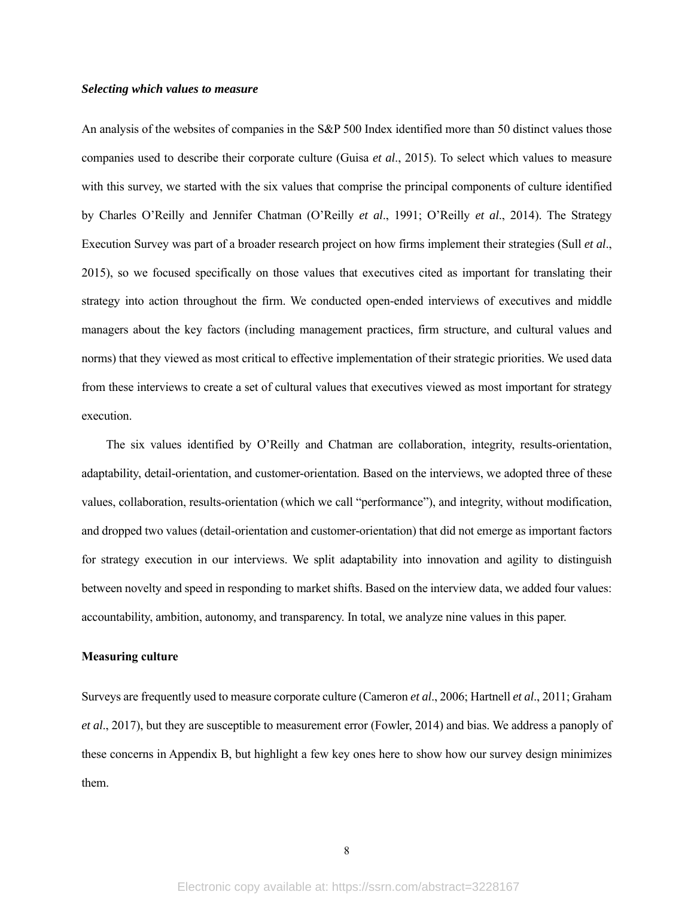### ***Selecting which values to measure***

An analysis of the websites of companies in the S&P 500 Index identified more than 50 distinct values those companies used to describe their corporate culture (Guisa *et al*., 2015). To select which values to measure with this survey, we started with the six values that comprise the principal components of culture identified by Charles O'Reilly and Jennifer Chatman (O'Reilly *et al*., 1991; O'Reilly *et al*., 2014). The Strategy Execution Survey was part of a broader research project on how firms implement their strategies (Sull *et al*., 2015), so we focused specifically on those values that executives cited as important for translating their strategy into action throughout the firm. We conducted open-ended interviews of executives and middle managers about the key factors (including management practices, firm structure, and cultural values and norms) that they viewed as most critical to effective implementation of their strategic priorities. We used data from these interviews to create a set of cultural values that executives viewed as most important for strategy execution.

The six values identified by O'Reilly and Chatman are collaboration, integrity, results-orientation, adaptability, detail-orientation, and customer-orientation. Based on the interviews, we adopted three of these values, collaboration, results-orientation (which we call "performance"), and integrity, without modification, and dropped two values (detail-orientation and customer-orientation) that did not emerge as important factors for strategy execution in our interviews. We split adaptability into innovation and agility to distinguish between novelty and speed in responding to market shifts. Based on the interview data, we added four values: accountability, ambition, autonomy, and transparency. In total, we analyze nine values in this paper.

### **Measuring culture**

Surveys are frequently used to measure corporate culture (Cameron *et al*., 2006; Hartnell *et al*., 2011; Graham *et al*., 2017), but they are susceptible to measurement error (Fowler, 2014) and bias. We address a panoply of these concerns in Appendix B, but highlight a few key ones here to show how our survey design minimizes them.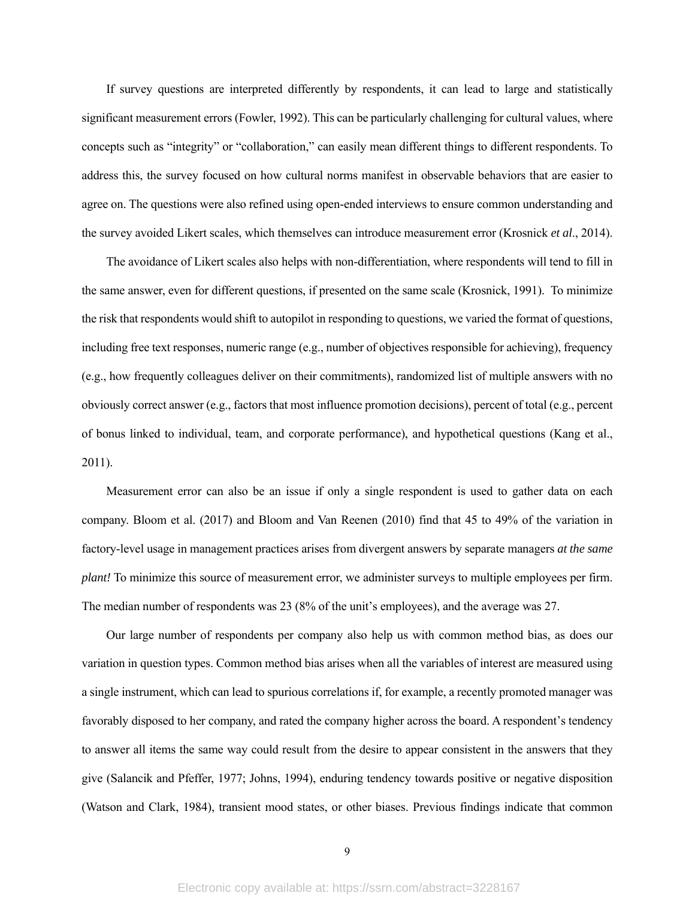If survey questions are interpreted differently by respondents, it can lead to large and statistically significant measurement errors (Fowler, 1992). This can be particularly challenging for cultural values, where concepts such as "integrity" or "collaboration," can easily mean different things to different respondents. To address this, the survey focused on how cultural norms manifest in observable behaviors that are easier to agree on. The questions were also refined using open-ended interviews to ensure common understanding and the survey avoided Likert scales, which themselves can introduce measurement error (Krosnick *et al*., 2014).

The avoidance of Likert scales also helps with non-differentiation, where respondents will tend to fill in the same answer, even for different questions, if presented on the same scale (Krosnick, 1991). To minimize the risk that respondents would shift to autopilot in responding to questions, we varied the format of questions, including free text responses, numeric range (e.g., number of objectives responsible for achieving), frequency (e.g., how frequently colleagues deliver on their commitments), randomized list of multiple answers with no obviously correct answer (e.g., factors that most influence promotion decisions), percent of total (e.g., percent of bonus linked to individual, team, and corporate performance), and hypothetical questions (Kang et al., 2011).

Measurement error can also be an issue if only a single respondent is used to gather data on each company. Bloom et al. (2017) and Bloom and Van Reenen (2010) find that 45 to 49% of the variation in factory-level usage in management practices arises from divergent answers by separate managers *at the same plant!* To minimize this source of measurement error, we administer surveys to multiple employees per firm. The median number of respondents was 23 (8% of the unit's employees), and the average was 27.

Our large number of respondents per company also help us with common method bias, as does our variation in question types. Common method bias arises when all the variables of interest are measured using a single instrument, which can lead to spurious correlations if, for example, a recently promoted manager was favorably disposed to her company, and rated the company higher across the board. A respondent's tendency to answer all items the same way could result from the desire to appear consistent in the answers that they give (Salancik and Pfeffer, 1977; Johns, 1994), enduring tendency towards positive or negative disposition (Watson and Clark, 1984), transient mood states, or other biases. Previous findings indicate that common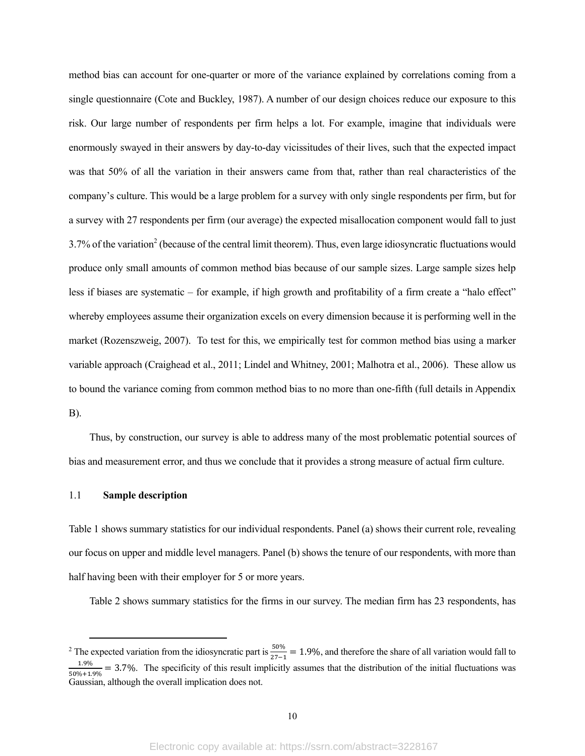method bias can account for one-quarter or more of the variance explained by correlations coming from a single questionnaire (Cote and Buckley, 1987). A number of our design choices reduce our exposure to this risk. Our large number of respondents per firm helps a lot. For example, imagine that individuals were enormously swayed in their answers by day-to-day vicissitudes of their lives, such that the expected impact was that 50% of all the variation in their answers came from that, rather than real characteristics of the company's culture. This would be a large problem for a survey with only single respondents per firm, but for a survey with 27 respondents per firm (our average) the expected misallocation component would fall to just 3.7% of the variation[2] (because of the central limit theorem). Thus, even large idiosyncratic fluctuations would produce only small amounts of common method bias because of our sample sizes. Large sample sizes help less if biases are systematic – for example, if high growth and profitability of a firm create a "halo effect" whereby employees assume their organization excels on every dimension because it is performing well in the market (Rozenszweig, 2007). To test for this, we empirically test for common method bias using a marker variable approach (Craighead et al., 2011; Lindel and Whitney, 2001; Malhotra et al., 2006). These allow us to bound the variance coming from common method bias to no more than one-fifth (full details in Appendix B).

Thus, by construction, our survey is able to address many of the most problematic potential sources of bias and measurement error, and thus we conclude that it provides a strong measure of actual firm culture.

## 1.1 Sample description

Table 1 shows summary statistics for our individual respondents. Panel (a) shows their current role, revealing our focus on upper and middle level managers. Panel (b) shows the tenure of our respondents, with more than half having been with their employer for 5 or more years.

Table 2 shows summary statistics for the firms in our survey. The median firm has 23 respondents, has

[2] The expected variation from the idiosyncratic part is $\frac{50\%}{27-1} = 1.9\%$, and therefore the share of all variation would fall to $\frac{1.9\%}{50\%+1.9\%} = 3.7\%$. The specificity of this result implicitly assumes that the distribution of the initial fluctuations was Gaussian, although the overall implication does not.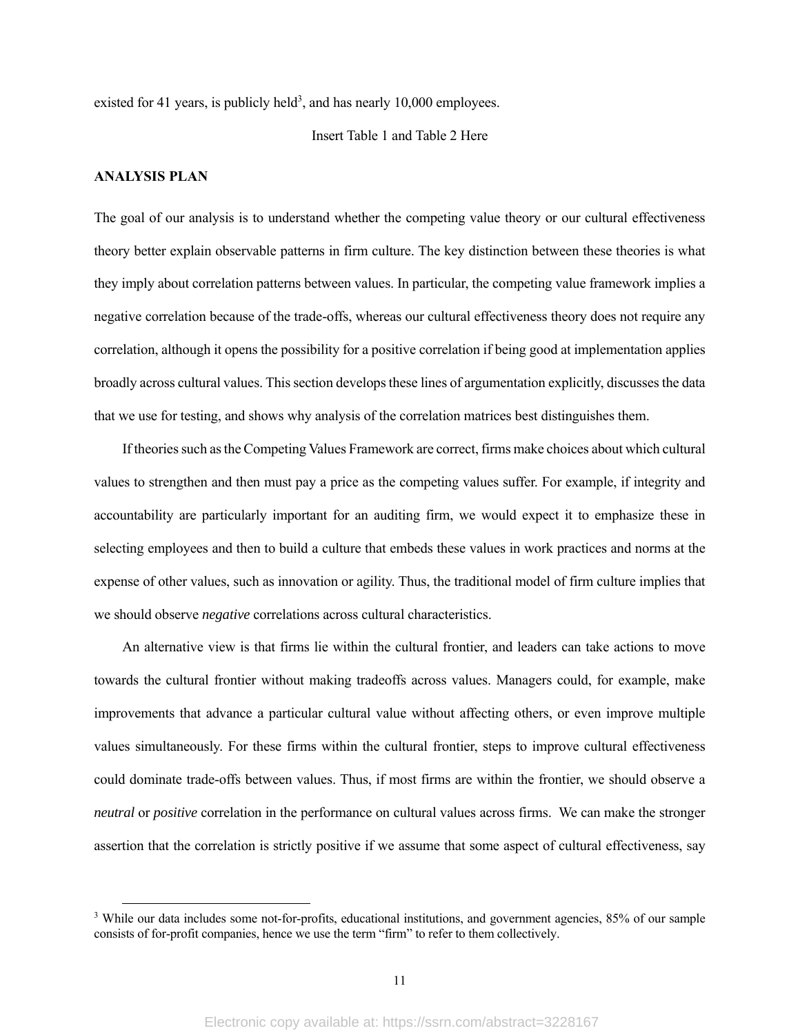existed for 41 years, is publicly held[3], and has nearly 10,000 employees.

Insert Table 1 and Table 2 Here

## ANALYSIS PLAN

The goal of our analysis is to understand whether the competing value theory or our cultural effectiveness theory better explain observable patterns in firm culture. The key distinction between these theories is what they imply about correlation patterns between values. In particular, the competing value framework implies a negative correlation because of the trade-offs, whereas our cultural effectiveness theory does not require any correlation, although it opens the possibility for a positive correlation if being good at implementation applies broadly across cultural values. This section develops these lines of argumentation explicitly, discusses the data that we use for testing, and shows why analysis of the correlation matrices best distinguishes them.

If theories such as the Competing Values Framework are correct, firms make choices about which cultural values to strengthen and then must pay a price as the competing values suffer. For example, if integrity and accountability are particularly important for an auditing firm, we would expect it to emphasize these in selecting employees and then to build a culture that embeds these values in work practices and norms at the expense of other values, such as innovation or agility. Thus, the traditional model of firm culture implies that we should observe *negative* correlations across cultural characteristics.

An alternative view is that firms lie within the cultural frontier, and leaders can take actions to move towards the cultural frontier without making tradeoffs across values. Managers could, for example, make improvements that advance a particular cultural value without affecting others, or even improve multiple values simultaneously. For these firms within the cultural frontier, steps to improve cultural effectiveness could dominate trade-offs between values. Thus, if most firms are within the frontier, we should observe a *neutral* or *positive* correlation in the performance on cultural values across firms. We can make the stronger assertion that the correlation is strictly positive if we assume that some aspect of cultural effectiveness, say

[3] While our data includes some not-for-profits, educational institutions, and government agencies, 85% of our sample consists of for-profit companies, hence we use the term "firm" to refer to them collectively.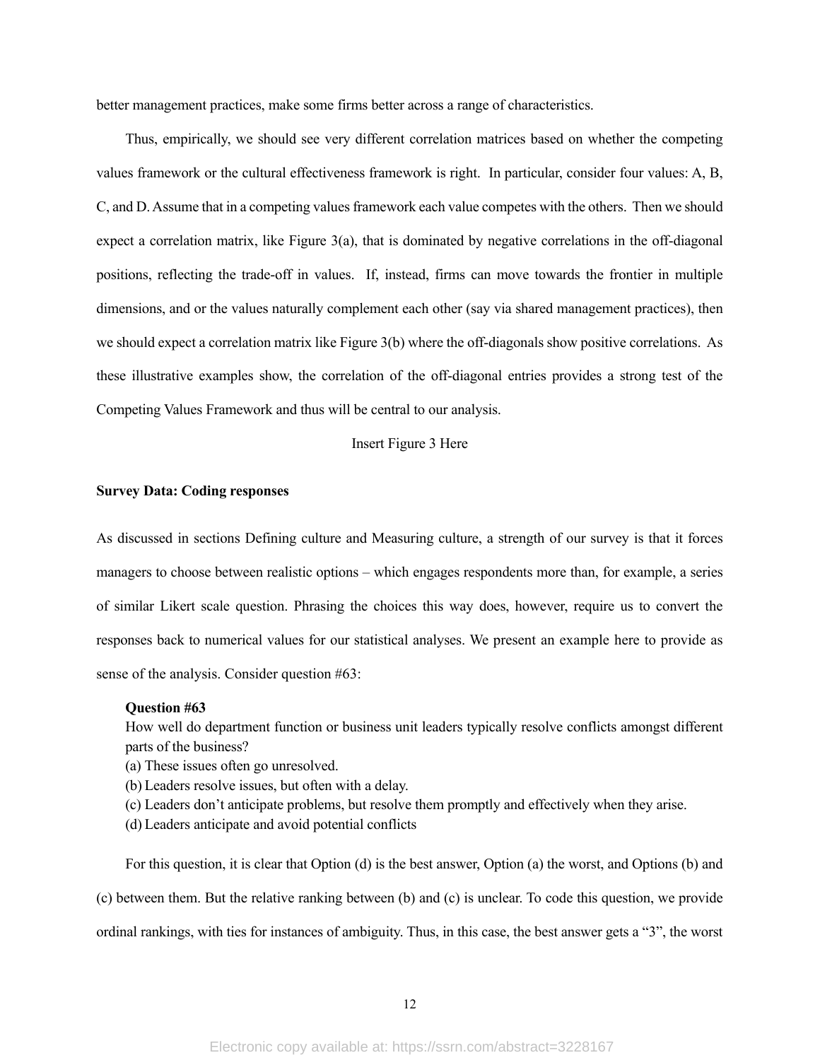better management practices, make some firms better across a range of characteristics.

Thus, empirically, we should see very different correlation matrices based on whether the competing values framework or the cultural effectiveness framework is right. In particular, consider four values: A, B, C, and D. Assume that in a competing values framework each value competes with the others. Then we should expect a correlation matrix, like Figure 3(a), that is dominated by negative correlations in the off-diagonal positions, reflecting the trade-off in values. If, instead, firms can move towards the frontier in multiple dimensions, and or the values naturally complement each other (say via shared management practices), then we should expect a correlation matrix like Figure 3(b) where the off-diagonals show positive correlations. As these illustrative examples show, the correlation of the off-diagonal entries provides a strong test of the Competing Values Framework and thus will be central to our analysis.

Insert Figure 3 Here

**Survey Data: Coding responses**

As discussed in sections Defining culture and Measuring culture, a strength of our survey is that it forces managers to choose between realistic options – which engages respondents more than, for example, a series of similar Likert scale question. Phrasing the choices this way does, however, require us to convert the responses back to numerical values for our statistical analyses. We present an example here to provide as sense of the analysis. Consider question #63:

**Question #63**
How well do department function or business unit leaders typically resolve conflicts amongst different parts of the business?
(a) These issues often go unresolved.
(b) Leaders resolve issues, but often with a delay.
(c) Leaders don't anticipate problems, but resolve them promptly and effectively when they arise.
(d) Leaders anticipate and avoid potential conflicts

For this question, it is clear that Option (d) is the best answer, Option (a) the worst, and Options (b) and (c) between them. But the relative ranking between (b) and (c) is unclear. To code this question, we provide ordinal rankings, with ties for instances of ambiguity. Thus, in this case, the best answer gets a "3", the worst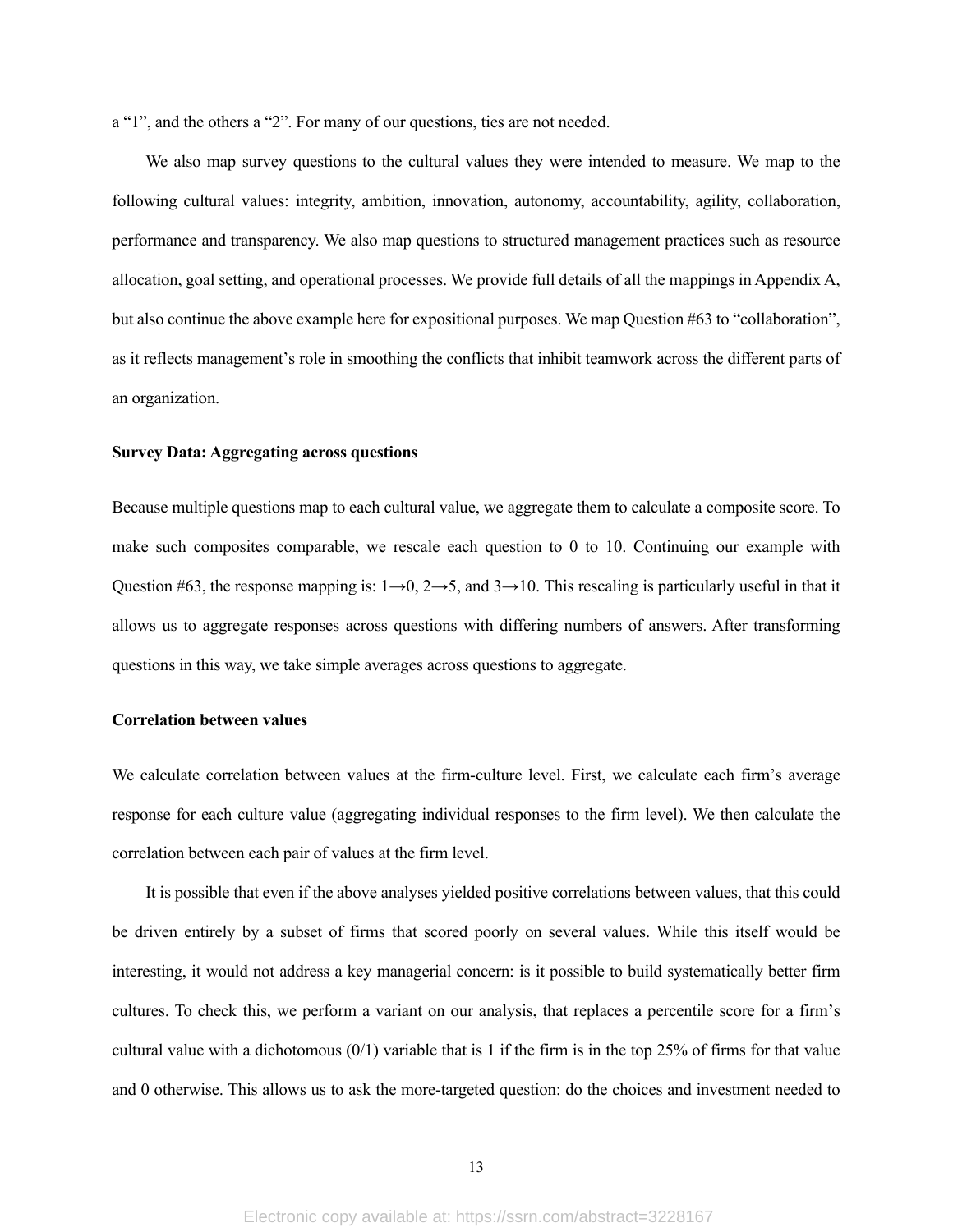a "1", and the others a "2". For many of our questions, ties are not needed.

We also map survey questions to the cultural values they were intended to measure. We map to the following cultural values: integrity, ambition, innovation, autonomy, accountability, agility, collaboration, performance and transparency. We also map questions to structured management practices such as resource allocation, goal setting, and operational processes. We provide full details of all the mappings in Appendix A, but also continue the above example here for expositional purposes. We map Question #63 to "collaboration", as it reflects management's role in smoothing the conflicts that inhibit teamwork across the different parts of an organization.

**Survey Data: Aggregating across questions**

Because multiple questions map to each cultural value, we aggregate them to calculate a composite score. To make such composites comparable, we rescale each question to 0 to 10. Continuing our example with Question #63, the response mapping is: 1→0, 2→5, and 3→10. This rescaling is particularly useful in that it allows us to aggregate responses across questions with differing numbers of answers. After transforming questions in this way, we take simple averages across questions to aggregate.

**Correlation between values**

We calculate correlation between values at the firm-culture level. First, we calculate each firm's average response for each culture value (aggregating individual responses to the firm level). We then calculate the correlation between each pair of values at the firm level.

It is possible that even if the above analyses yielded positive correlations between values, that this could be driven entirely by a subset of firms that scored poorly on several values. While this itself would be interesting, it would not address a key managerial concern: is it possible to build systematically better firm cultures. To check this, we perform a variant on our analysis, that replaces a percentile score for a firm's cultural value with a dichotomous (0/1) variable that is 1 if the firm is in the top 25% of firms for that value and 0 otherwise. This allows us to ask the more-targeted question: do the choices and investment needed to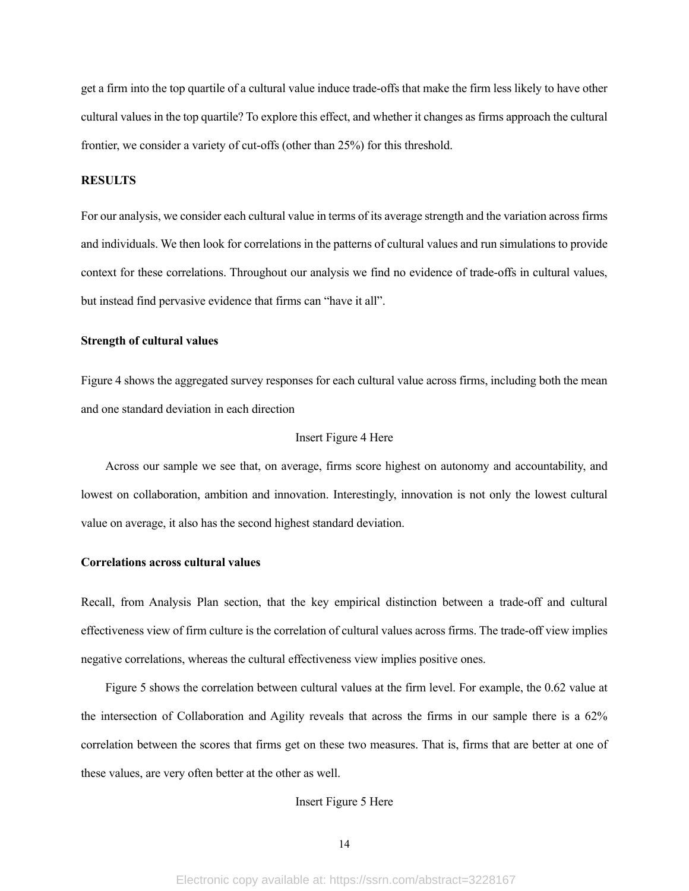get a firm into the top quartile of a cultural value induce trade-offs that make the firm less likely to have other cultural values in the top quartile? To explore this effect, and whether it changes as firms approach the cultural frontier, we consider a variety of cut-offs (other than 25%) for this threshold.

## RESULTS

For our analysis, we consider each cultural value in terms of its average strength and the variation across firms and individuals. We then look for correlations in the patterns of cultural values and run simulations to provide context for these correlations. Throughout our analysis we find no evidence of trade-offs in cultural values, but instead find pervasive evidence that firms can "have it all".

### Strength of cultural values

Figure 4 shows the aggregated survey responses for each cultural value across firms, including both the mean and one standard deviation in each direction

Insert Figure 4 Here

Across our sample we see that, on average, firms score highest on autonomy and accountability, and lowest on collaboration, ambition and innovation. Interestingly, innovation is not only the lowest cultural value on average, it also has the second highest standard deviation.

### Correlations across cultural values

Recall, from Analysis Plan section, that the key empirical distinction between a trade-off and cultural effectiveness view of firm culture is the correlation of cultural values across firms. The trade-off view implies negative correlations, whereas the cultural effectiveness view implies positive ones.

Figure 5 shows the correlation between cultural values at the firm level. For example, the 0.62 value at the intersection of Collaboration and Agility reveals that across the firms in our sample there is a 62% correlation between the scores that firms get on these two measures. That is, firms that are better at one of these values, are very often better at the other as well.

Insert Figure 5 Here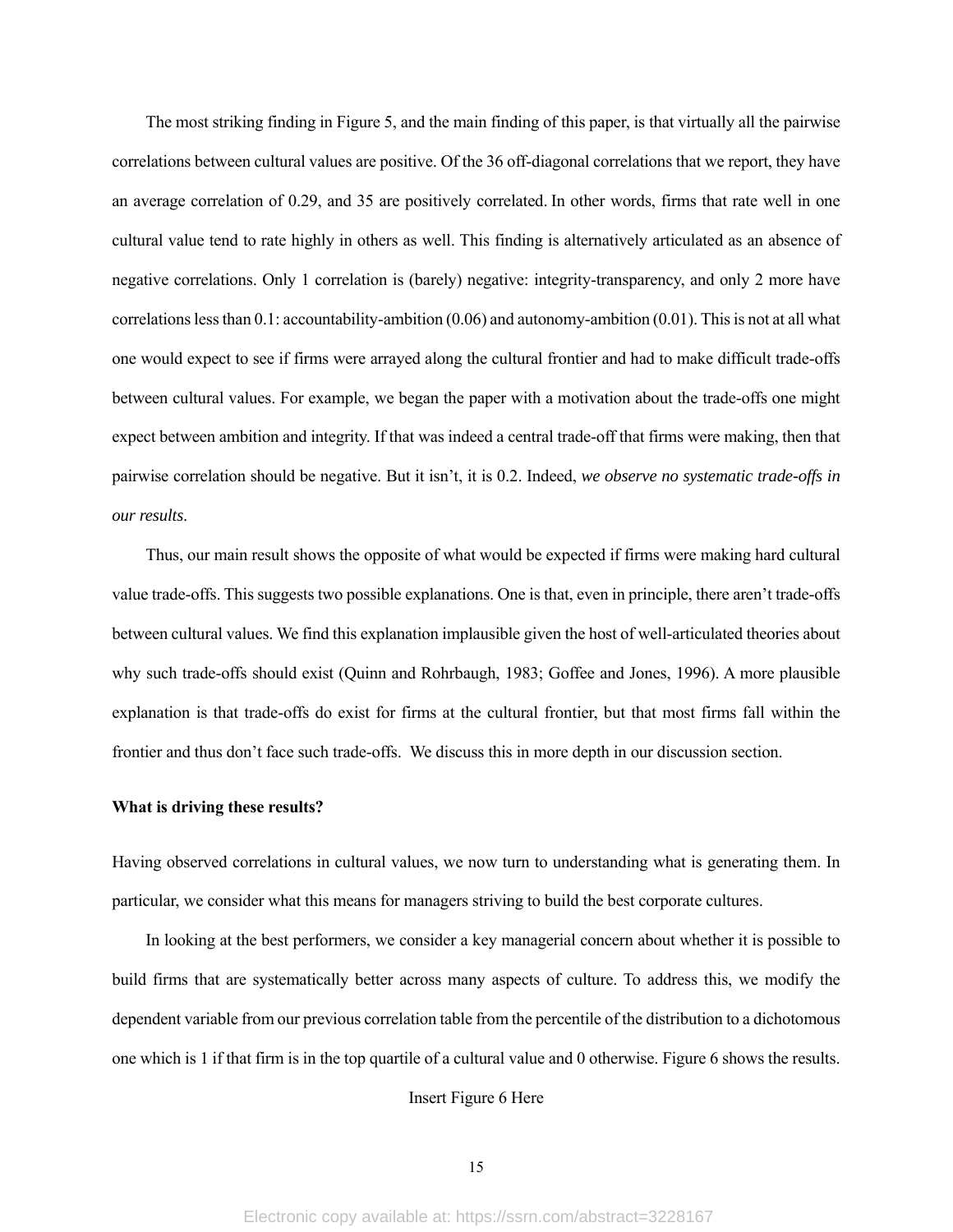The most striking finding in Figure 5, and the main finding of this paper, is that virtually all the pairwise correlations between cultural values are positive. Of the 36 off-diagonal correlations that we report, they have an average correlation of 0.29, and 35 are positively correlated. In other words, firms that rate well in one cultural value tend to rate highly in others as well. This finding is alternatively articulated as an absence of negative correlations. Only 1 correlation is (barely) negative: integrity-transparency, and only 2 more have correlations less than 0.1: accountability-ambition (0.06) and autonomy-ambition (0.01). This is not at all what one would expect to see if firms were arrayed along the cultural frontier and had to make difficult trade-offs between cultural values. For example, we began the paper with a motivation about the trade-offs one might expect between ambition and integrity. If that was indeed a central trade-off that firms were making, then that pairwise correlation should be negative. But it isn't, it is 0.2. Indeed, *we observe no systematic trade-offs in our results*.

Thus, our main result shows the opposite of what would be expected if firms were making hard cultural value trade-offs. This suggests two possible explanations. One is that, even in principle, there aren't trade-offs between cultural values. We find this explanation implausible given the host of well-articulated theories about why such trade-offs should exist (Quinn and Rohrbaugh, 1983; Goffee and Jones, 1996). A more plausible explanation is that trade-offs do exist for firms at the cultural frontier, but that most firms fall within the frontier and thus don't face such trade-offs. We discuss this in more depth in our discussion section.

**What is driving these results?**

Having observed correlations in cultural values, we now turn to understanding what is generating them. In particular, we consider what this means for managers striving to build the best corporate cultures.

In looking at the best performers, we consider a key managerial concern about whether it is possible to build firms that are systematically better across many aspects of culture. To address this, we modify the dependent variable from our previous correlation table from the percentile of the distribution to a dichotomous one which is 1 if that firm is in the top quartile of a cultural value and 0 otherwise. Figure 6 shows the results.

Insert Figure 6 Here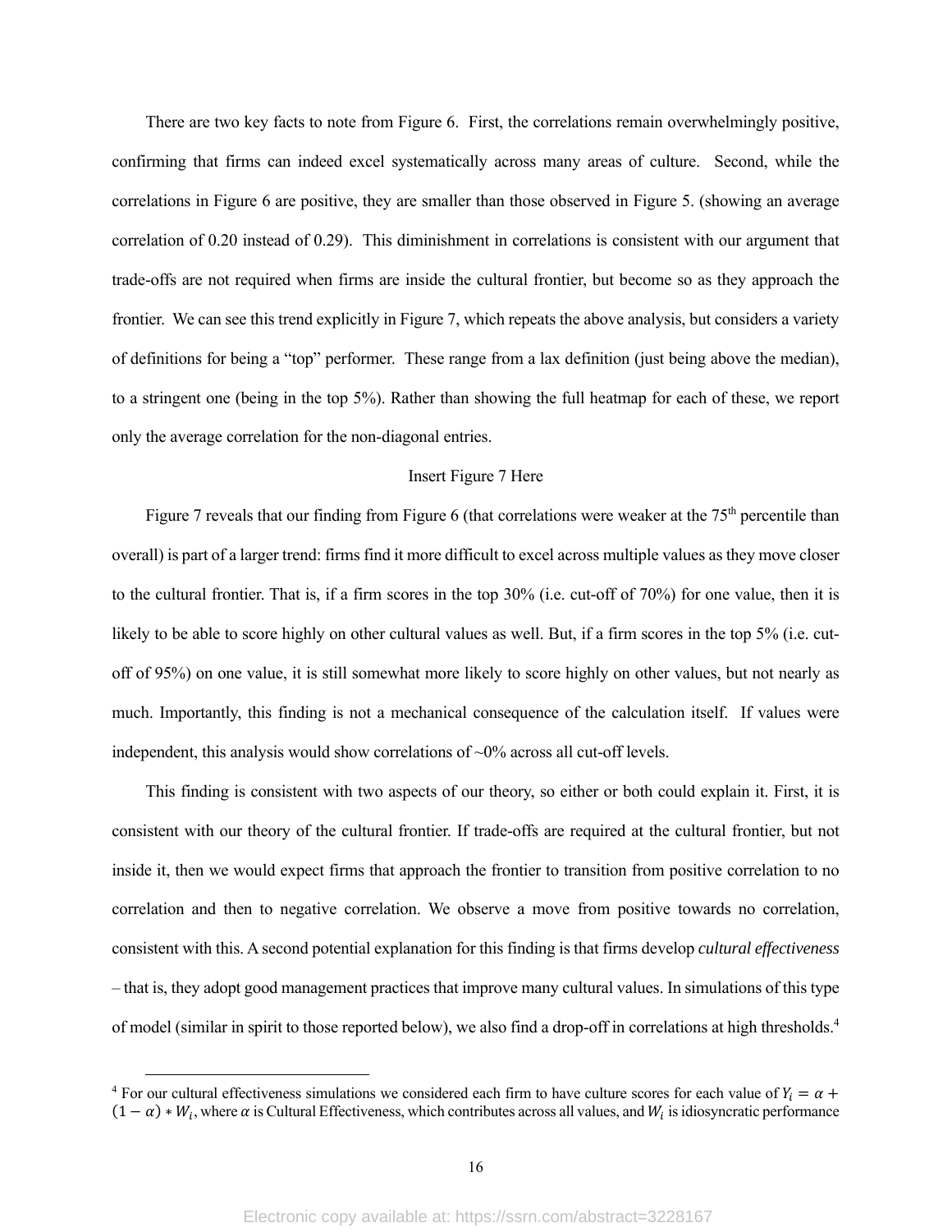There are two key facts to note from Figure 6. First, the correlations remain overwhelmingly positive, confirming that firms can indeed excel systematically across many areas of culture. Second, while the correlations in Figure 6 are positive, they are smaller than those observed in Figure 5. (showing an average correlation of 0.20 instead of 0.29). This diminishment in correlations is consistent with our argument that trade-offs are not required when firms are inside the cultural frontier, but become so as they approach the frontier. We can see this trend explicitly in Figure 7, which repeats the above analysis, but considers a variety of definitions for being a "top" performer. These range from a lax definition (just being above the median), to a stringent one (being in the top 5%). Rather than showing the full heatmap for each of these, we report only the average correlation for the non-diagonal entries.

Insert Figure 7 Here

Figure 7 reveals that our finding from Figure 6 (that correlations were weaker at the 75th percentile than overall) is part of a larger trend: firms find it more difficult to excel across multiple values as they move closer to the cultural frontier. That is, if a firm scores in the top 30% (i.e. cut-off of 70%) for one value, then it is likely to be able to score highly on other cultural values as well. But, if a firm scores in the top 5% (i.e. cut-off of 95%) on one value, it is still somewhat more likely to score highly on other values, but not nearly as much. Importantly, this finding is not a mechanical consequence of the calculation itself. If values were independent, this analysis would show correlations of ~0% across all cut-off levels.

This finding is consistent with two aspects of our theory, so either or both could explain it. First, it is consistent with our theory of the cultural frontier. If trade-offs are required at the cultural frontier, but not inside it, then we would expect firms that approach the frontier to transition from positive correlation to no correlation and then to negative correlation. We observe a move from positive towards no correlation, consistent with this. A second potential explanation for this finding is that firms develop *cultural effectiveness* – that is, they adopt good management practices that improve many cultural values. In simulations of this type of model (similar in spirit to those reported below), we also find a drop-off in correlations at high thresholds.[4]

[4] For our cultural effectiveness simulations we considered each firm to have culture scores for each value of $Y_i = \alpha + (1 - \alpha) * W_i$, where $\alpha$ is Cultural Effectiveness, which contributes across all values, and $W_i$ is idiosyncratic performance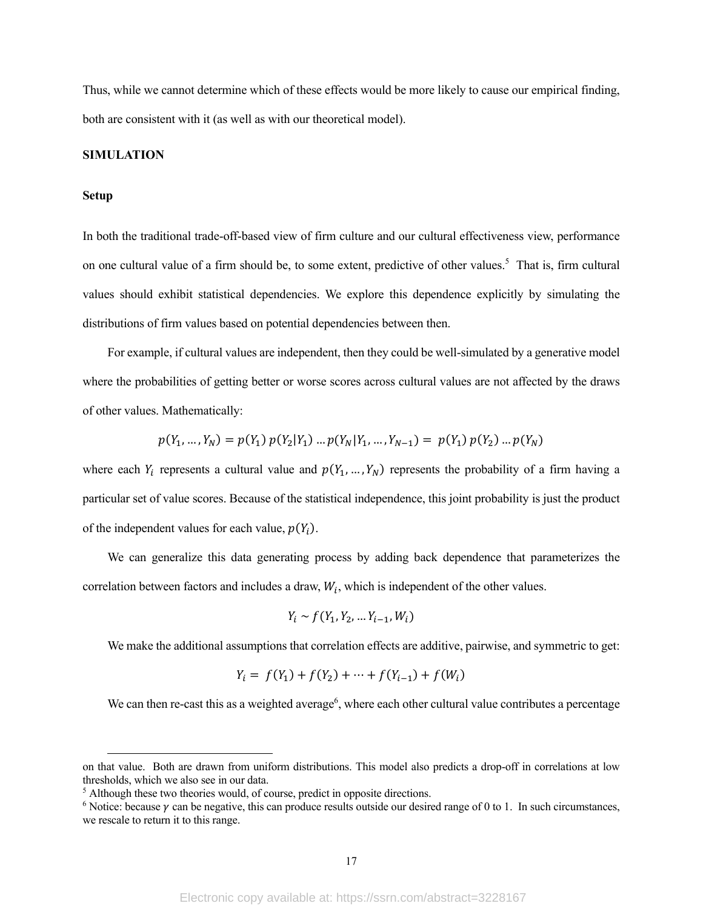Thus, while we cannot determine which of these effects would be more likely to cause our empirical finding, both are consistent with it (as well as with our theoretical model).

## SIMULATION

### Setup

In both the traditional trade-off-based view of firm culture and our cultural effectiveness view, performance on one cultural value of a firm should be, to some extent, predictive of other values.[5] That is, firm cultural values should exhibit statistical dependencies. We explore this dependence explicitly by simulating the distributions of firm values based on potential dependencies between then.

For example, if cultural values are independent, then they could be well-simulated by a generative model where the probabilities of getting better or worse scores across cultural values are not affected by the draws of other values. Mathematically:

$$p(Y_1, \ldots, Y_N) = p(Y_1)\, p(Y_2|Y_1) \ldots p(Y_N|Y_1, \ldots, Y_{N-1}) = p(Y_1)\, p(Y_2) \ldots p(Y_N)$$

where each $Y_i$ represents a cultural value and $p(Y_1, \ldots, Y_N)$ represents the probability of a firm having a particular set of value scores. Because of the statistical independence, this joint probability is just the product of the independent values for each value, $p(Y_i)$.

We can generalize this data generating process by adding back dependence that parameterizes the correlation between factors and includes a draw, $W_i$, which is independent of the other values.

$$Y_i \sim f(Y_1, Y_2, \ldots Y_{i-1}, W_i)$$

We make the additional assumptions that correlation effects are additive, pairwise, and symmetric to get:

$$Y_i = f(Y_1) + f(Y_2) + \cdots + f(Y_{i-1}) + f(W_i)$$

We can then re-cast this as a weighted average[6], where each other cultural value contributes a percentage

---

on that value. Both are drawn from uniform distributions. This model also predicts a drop-off in correlations at low thresholds, which we also see in our data.

[5] Although these two theories would, of course, predict in opposite directions.

[6] Notice: because $\gamma$ can be negative, this can produce results outside our desired range of 0 to 1. In such circumstances, we rescale to return it to this range.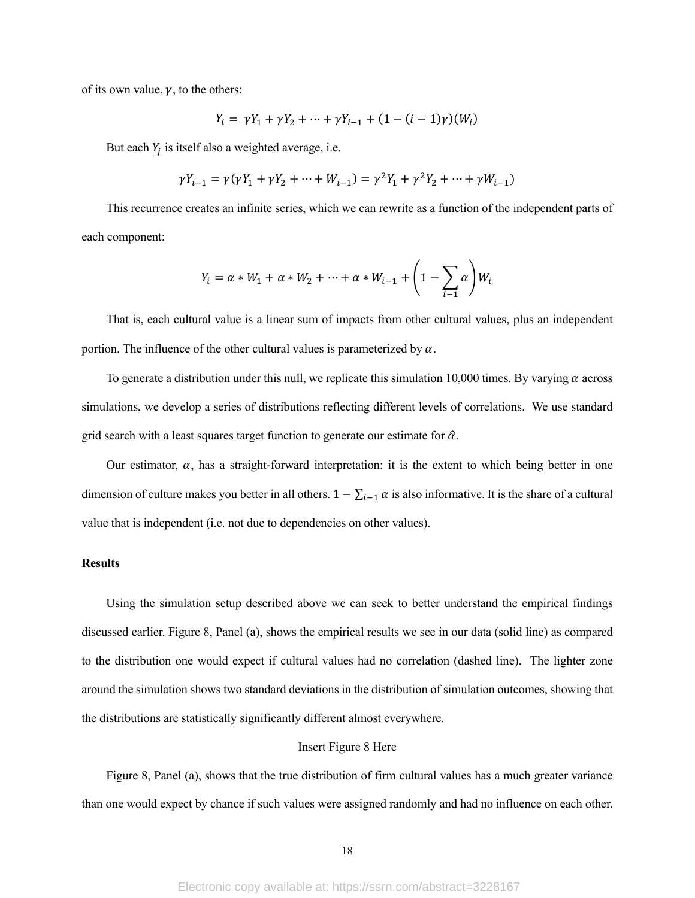of its own value, $\gamma$, to the others:

$$Y_i = \gamma Y_1 + \gamma Y_2 + \cdots + \gamma Y_{i-1} + (1 - (i-1)\gamma)(W_i)$$

But each $Y_j$ is itself also a weighted average, i.e.

$$\gamma Y_{i-1} = \gamma(\gamma Y_1 + \gamma Y_2 + \cdots + W_{i-1}) = \gamma^2 Y_1 + \gamma^2 Y_2 + \cdots + \gamma W_{i-1})$$

This recurrence creates an infinite series, which we can rewrite as a function of the independent parts of each component:

$$Y_i = \alpha * W_1 + \alpha * W_2 + \cdots + \alpha * W_{i-1} + \left(1 - \sum_{i-1} \alpha\right) W_i$$

That is, each cultural value is a linear sum of impacts from other cultural values, plus an independent portion. The influence of the other cultural values is parameterized by $\alpha$.

To generate a distribution under this null, we replicate this simulation 10,000 times. By varying $\alpha$ across simulations, we develop a series of distributions reflecting different levels of correlations. We use standard grid search with a least squares target function to generate our estimate for $\hat{\alpha}$.

Our estimator, $\alpha$, has a straight-forward interpretation: it is the extent to which being better in one dimension of culture makes you better in all others. $1 - \sum_{i-1} \alpha$ is also informative. It is the share of a cultural value that is independent (i.e. not due to dependencies on other values).

**Results**

Using the simulation setup described above we can seek to better understand the empirical findings discussed earlier. Figure 8, Panel (a), shows the empirical results we see in our data (solid line) as compared to the distribution one would expect if cultural values had no correlation (dashed line). The lighter zone around the simulation shows two standard deviations in the distribution of simulation outcomes, showing that the distributions are statistically significantly different almost everywhere.

Insert Figure 8 Here

Figure 8, Panel (a), shows that the true distribution of firm cultural values has a much greater variance than one would expect by chance if such values were assigned randomly and had no influence on each other.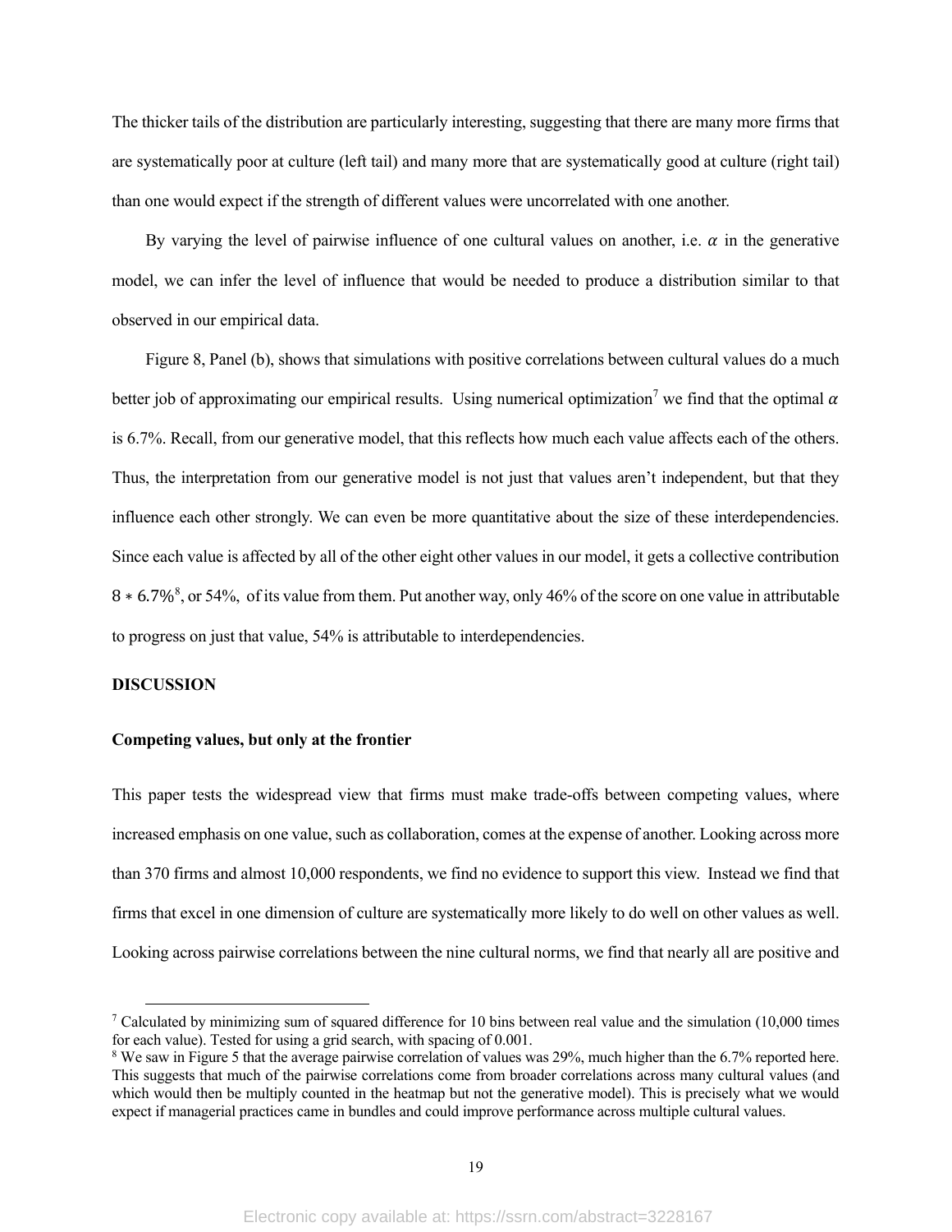The thicker tails of the distribution are particularly interesting, suggesting that there are many more firms that are systematically poor at culture (left tail) and many more that are systematically good at culture (right tail) than one would expect if the strength of different values were uncorrelated with one another.

By varying the level of pairwise influence of one cultural values on another, i.e. $\alpha$ in the generative model, we can infer the level of influence that would be needed to produce a distribution similar to that observed in our empirical data.

Figure 8, Panel (b), shows that simulations with positive correlations between cultural values do a much better job of approximating our empirical results. Using numerical optimization[7] we find that the optimal $\alpha$ is 6.7%. Recall, from our generative model, that this reflects how much each value affects each of the others. Thus, the interpretation from our generative model is not just that values aren't independent, but that they influence each other strongly. We can even be more quantitative about the size of these interdependencies. Since each value is affected by all of the other eight other values in our model, it gets a collective contribution $8 * 6.7\%$[8], or 54%, of its value from them. Put another way, only 46% of the score on one value in attributable to progress on just that value, 54% is attributable to interdependencies.

## DISCUSSION

### Competing values, but only at the frontier

This paper tests the widespread view that firms must make trade-offs between competing values, where increased emphasis on one value, such as collaboration, comes at the expense of another. Looking across more than 370 firms and almost 10,000 respondents, we find no evidence to support this view. Instead we find that firms that excel in one dimension of culture are systematically more likely to do well on other values as well. Looking across pairwise correlations between the nine cultural norms, we find that nearly all are positive and

[7] Calculated by minimizing sum of squared difference for 10 bins between real value and the simulation (10,000 times for each value). Tested for using a grid search, with spacing of 0.001.

[8] We saw in Figure 5 that the average pairwise correlation of values was 29%, much higher than the 6.7% reported here. This suggests that much of the pairwise correlations come from broader correlations across many cultural values (and which would then be multiply counted in the heatmap but not the generative model). This is precisely what we would expect if managerial practices came in bundles and could improve performance across multiple cultural values.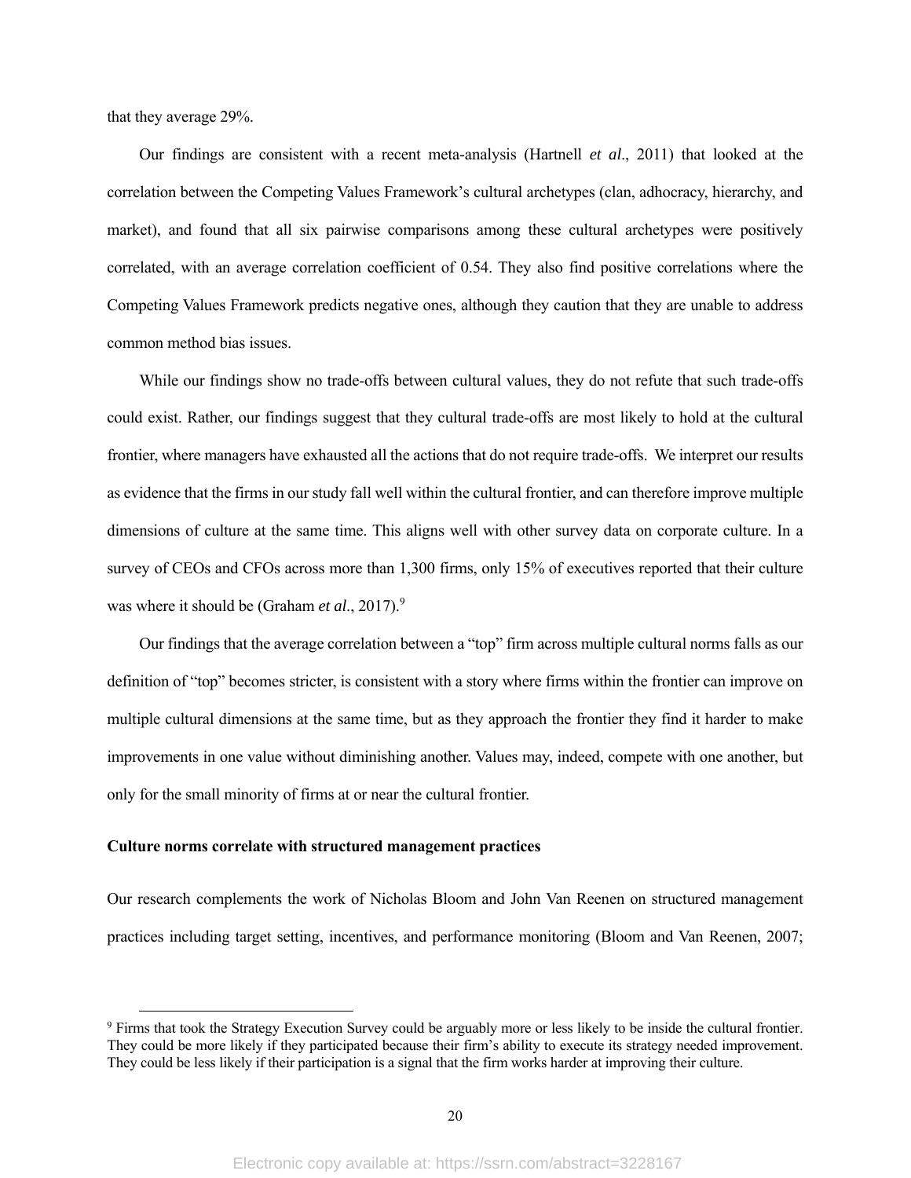that they average 29%.

Our findings are consistent with a recent meta-analysis (Hartnell *et al*., 2011) that looked at the correlation between the Competing Values Framework's cultural archetypes (clan, adhocracy, hierarchy, and market), and found that all six pairwise comparisons among these cultural archetypes were positively correlated, with an average correlation coefficient of 0.54. They also find positive correlations where the Competing Values Framework predicts negative ones, although they caution that they are unable to address common method bias issues.

While our findings show no trade-offs between cultural values, they do not refute that such trade-offs could exist. Rather, our findings suggest that they cultural trade-offs are most likely to hold at the cultural frontier, where managers have exhausted all the actions that do not require trade-offs. We interpret our results as evidence that the firms in our study fall well within the cultural frontier, and can therefore improve multiple dimensions of culture at the same time. This aligns well with other survey data on corporate culture. In a survey of CEOs and CFOs across more than 1,300 firms, only 15% of executives reported that their culture was where it should be (Graham *et al*., 2017).[9]

Our findings that the average correlation between a "top" firm across multiple cultural norms falls as our definition of "top" becomes stricter, is consistent with a story where firms within the frontier can improve on multiple cultural dimensions at the same time, but as they approach the frontier they find it harder to make improvements in one value without diminishing another. Values may, indeed, compete with one another, but only for the small minority of firms at or near the cultural frontier.

**Culture norms correlate with structured management practices**

Our research complements the work of Nicholas Bloom and John Van Reenen on structured management practices including target setting, incentives, and performance monitoring (Bloom and Van Reenen, 2007;

[9] Firms that took the Strategy Execution Survey could be arguably more or less likely to be inside the cultural frontier. They could be more likely if they participated because their firm's ability to execute its strategy needed improvement. They could be less likely if their participation is a signal that the firm works harder at improving their culture.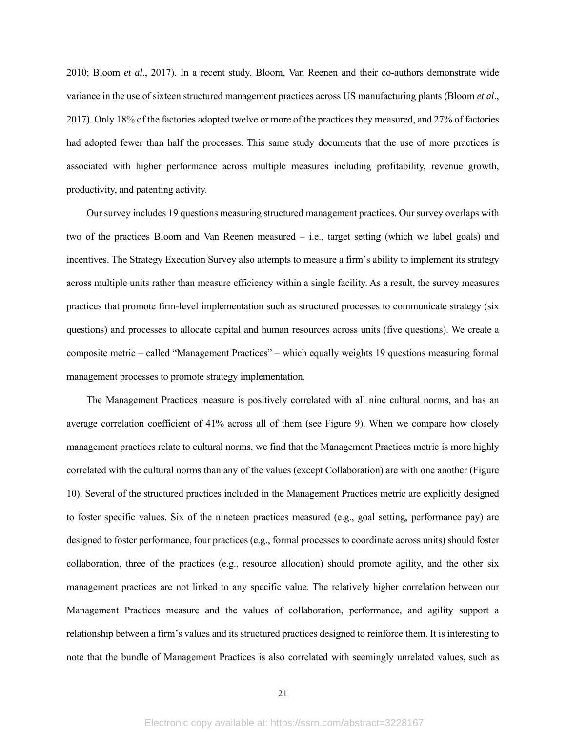2010; Bloom *et al*., 2017). In a recent study, Bloom, Van Reenen and their co-authors demonstrate wide variance in the use of sixteen structured management practices across US manufacturing plants (Bloom *et al*., 2017). Only 18% of the factories adopted twelve or more of the practices they measured, and 27% of factories had adopted fewer than half the processes. This same study documents that the use of more practices is associated with higher performance across multiple measures including profitability, revenue growth, productivity, and patenting activity.

Our survey includes 19 questions measuring structured management practices. Our survey overlaps with two of the practices Bloom and Van Reenen measured – i.e., target setting (which we label goals) and incentives. The Strategy Execution Survey also attempts to measure a firm's ability to implement its strategy across multiple units rather than measure efficiency within a single facility. As a result, the survey measures practices that promote firm-level implementation such as structured processes to communicate strategy (six questions) and processes to allocate capital and human resources across units (five questions). We create a composite metric – called "Management Practices" – which equally weights 19 questions measuring formal management processes to promote strategy implementation.

The Management Practices measure is positively correlated with all nine cultural norms, and has an average correlation coefficient of 41% across all of them (see Figure 9). When we compare how closely management practices relate to cultural norms, we find that the Management Practices metric is more highly correlated with the cultural norms than any of the values (except Collaboration) are with one another (Figure 10). Several of the structured practices included in the Management Practices metric are explicitly designed to foster specific values. Six of the nineteen practices measured (e.g., goal setting, performance pay) are designed to foster performance, four practices (e.g., formal processes to coordinate across units) should foster collaboration, three of the practices (e.g., resource allocation) should promote agility, and the other six management practices are not linked to any specific value. The relatively higher correlation between our Management Practices measure and the values of collaboration, performance, and agility support a relationship between a firm's values and its structured practices designed to reinforce them. It is interesting to note that the bundle of Management Practices is also correlated with seemingly unrelated values, such as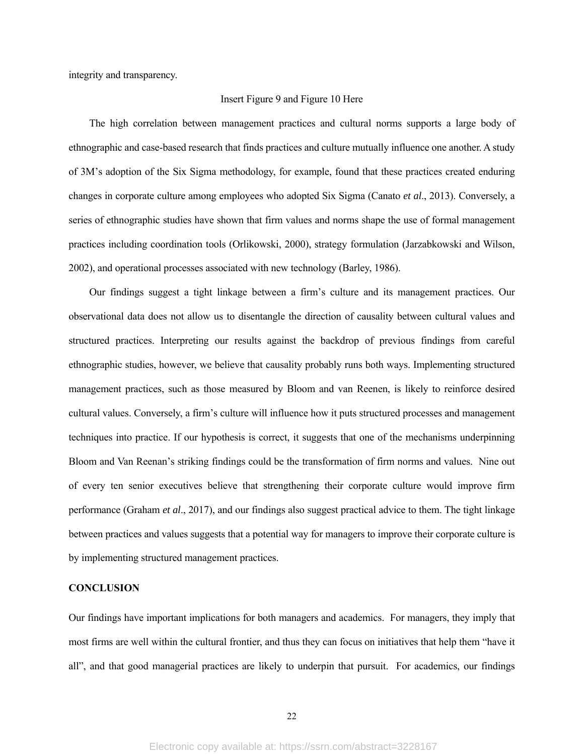integrity and transparency.

Insert Figure 9 and Figure 10 Here

The high correlation between management practices and cultural norms supports a large body of ethnographic and case-based research that finds practices and culture mutually influence one another. A study of 3M's adoption of the Six Sigma methodology, for example, found that these practices created enduring changes in corporate culture among employees who adopted Six Sigma (Canato *et al*., 2013). Conversely, a series of ethnographic studies have shown that firm values and norms shape the use of formal management practices including coordination tools (Orlikowski, 2000), strategy formulation (Jarzabkowski and Wilson, 2002), and operational processes associated with new technology (Barley, 1986).

Our findings suggest a tight linkage between a firm's culture and its management practices. Our observational data does not allow us to disentangle the direction of causality between cultural values and structured practices. Interpreting our results against the backdrop of previous findings from careful ethnographic studies, however, we believe that causality probably runs both ways. Implementing structured management practices, such as those measured by Bloom and van Reenen, is likely to reinforce desired cultural values. Conversely, a firm's culture will influence how it puts structured processes and management techniques into practice. If our hypothesis is correct, it suggests that one of the mechanisms underpinning Bloom and Van Reenan's striking findings could be the transformation of firm norms and values. Nine out of every ten senior executives believe that strengthening their corporate culture would improve firm performance (Graham *et al*., 2017), and our findings also suggest practical advice to them. The tight linkage between practices and values suggests that a potential way for managers to improve their corporate culture is by implementing structured management practices.

## CONCLUSION

Our findings have important implications for both managers and academics. For managers, they imply that most firms are well within the cultural frontier, and thus they can focus on initiatives that help them "have it all", and that good managerial practices are likely to underpin that pursuit. For academics, our findings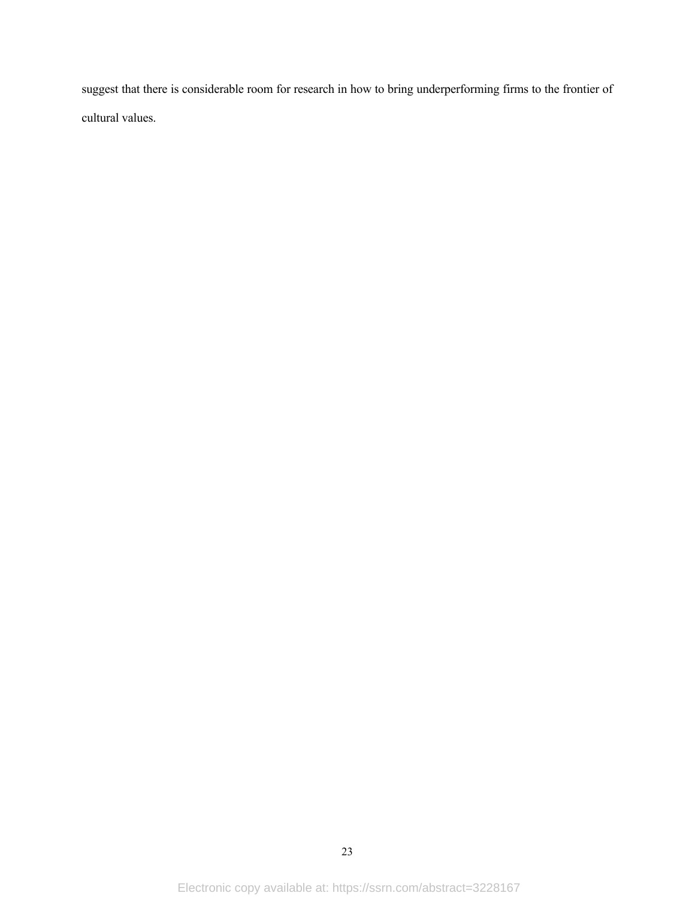suggest that there is considerable room for research in how to bring underperforming firms to the frontier of cultural values.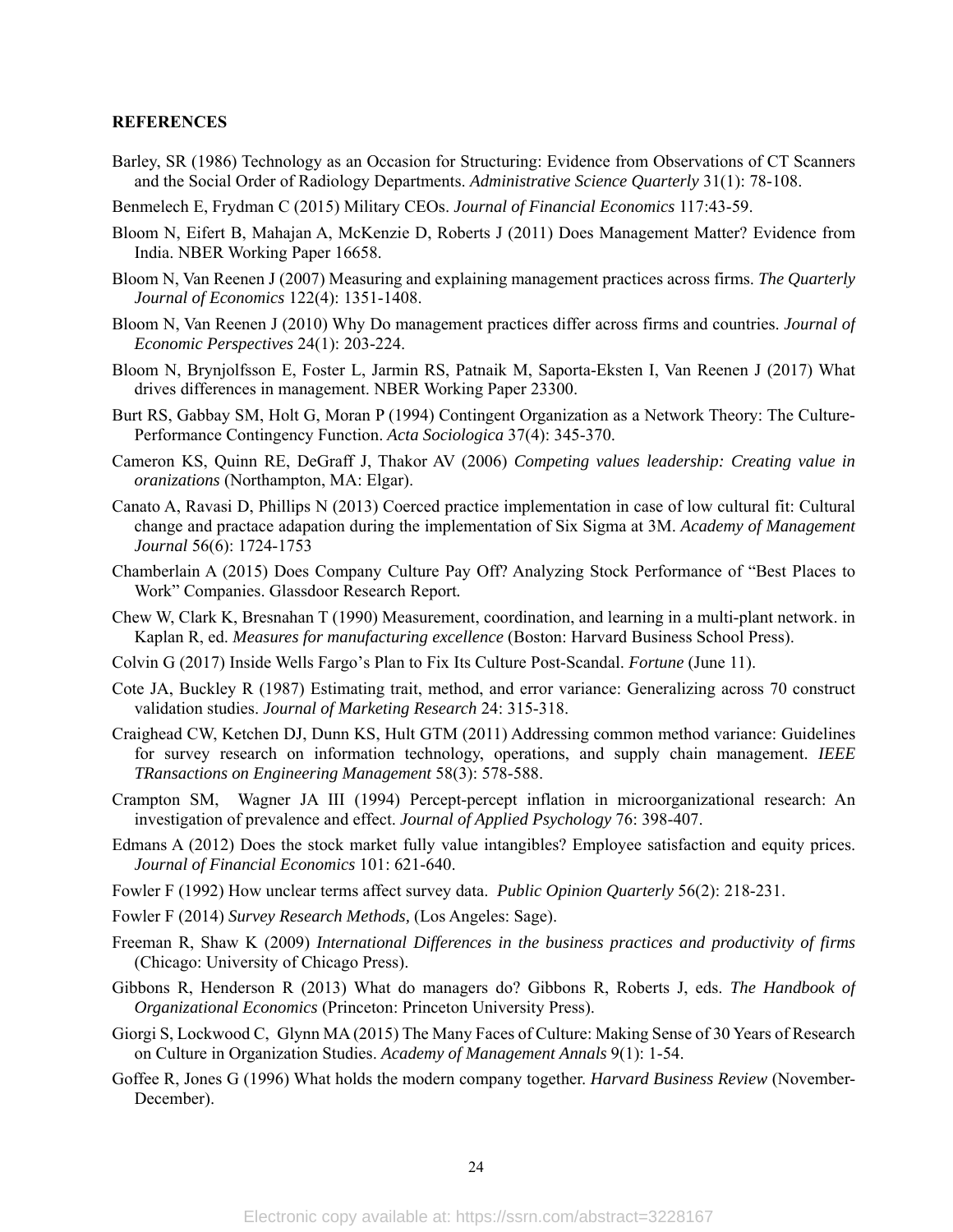**REFERENCES**

Barley, SR (1986) Technology as an Occasion for Structuring: Evidence from Observations of CT Scanners and the Social Order of Radiology Departments. *Administrative Science Quarterly* 31(1): 78-108.

Benmelech E, Frydman C (2015) Military CEOs. *Journal of Financial Economics* 117:43-59.

Bloom N, Eifert B, Mahajan A, McKenzie D, Roberts J (2011) Does Management Matter? Evidence from India. NBER Working Paper 16658.

Bloom N, Van Reenen J (2007) Measuring and explaining management practices across firms. *The Quarterly Journal of Economics* 122(4): 1351-1408.

Bloom N, Van Reenen J (2010) Why Do management practices differ across firms and countries. *Journal of Economic Perspectives* 24(1): 203-224.

Bloom N, Brynjolfsson E, Foster L, Jarmin RS, Patnaik M, Saporta-Eksten I, Van Reenen J (2017) What drives differences in management. NBER Working Paper 23300.

Burt RS, Gabbay SM, Holt G, Moran P (1994) Contingent Organization as a Network Theory: The Culture-Performance Contingency Function. *Acta Sociologica* 37(4): 345-370.

Cameron KS, Quinn RE, DeGraff J, Thakor AV (2006) *Competing values leadership: Creating value in oranizations* (Northampton, MA: Elgar).

Canato A, Ravasi D, Phillips N (2013) Coerced practice implementation in case of low cultural fit: Cultural change and practace adapation during the implementation of Six Sigma at 3M. *Academy of Management Journal* 56(6): 1724-1753

Chamberlain A (2015) Does Company Culture Pay Off? Analyzing Stock Performance of "Best Places to Work" Companies. Glassdoor Research Report.

Chew W, Clark K, Bresnahan T (1990) Measurement, coordination, and learning in a multi-plant network. in Kaplan R, ed. *Measures for manufacturing excellence* (Boston: Harvard Business School Press).

Colvin G (2017) Inside Wells Fargo's Plan to Fix Its Culture Post-Scandal. *Fortune* (June 11).

Cote JA, Buckley R (1987) Estimating trait, method, and error variance: Generalizing across 70 construct validation studies. *Journal of Marketing Research* 24: 315-318.

Craighead CW, Ketchen DJ, Dunn KS, Hult GTM (2011) Addressing common method variance: Guidelines for survey research on information technology, operations, and supply chain management. *IEEE TRansactions on Engineering Management* 58(3): 578-588.

Crampton SM, Wagner JA III (1994) Percept-percept inflation in microorganizational research: An investigation of prevalence and effect. *Journal of Applied Psychology* 76: 398-407.

Edmans A (2012) Does the stock market fully value intangibles? Employee satisfaction and equity prices. *Journal of Financial Economics* 101: 621-640.

Fowler F (1992) How unclear terms affect survey data. *Public Opinion Quarterly* 56(2): 218-231.

Fowler F (2014) *Survey Research Methods,* (Los Angeles: Sage).

Freeman R, Shaw K (2009) *International Differences in the business practices and productivity of firms* (Chicago: University of Chicago Press).

Gibbons R, Henderson R (2013) What do managers do? Gibbons R, Roberts J, eds. *The Handbook of Organizational Economics* (Princeton: Princeton University Press).

Giorgi S, Lockwood C, Glynn MA (2015) The Many Faces of Culture: Making Sense of 30 Years of Research on Culture in Organization Studies. *Academy of Management Annals* 9(1): 1-54.

Goffee R, Jones G (1996) What holds the modern company together. *Harvard Business Review* (November-December).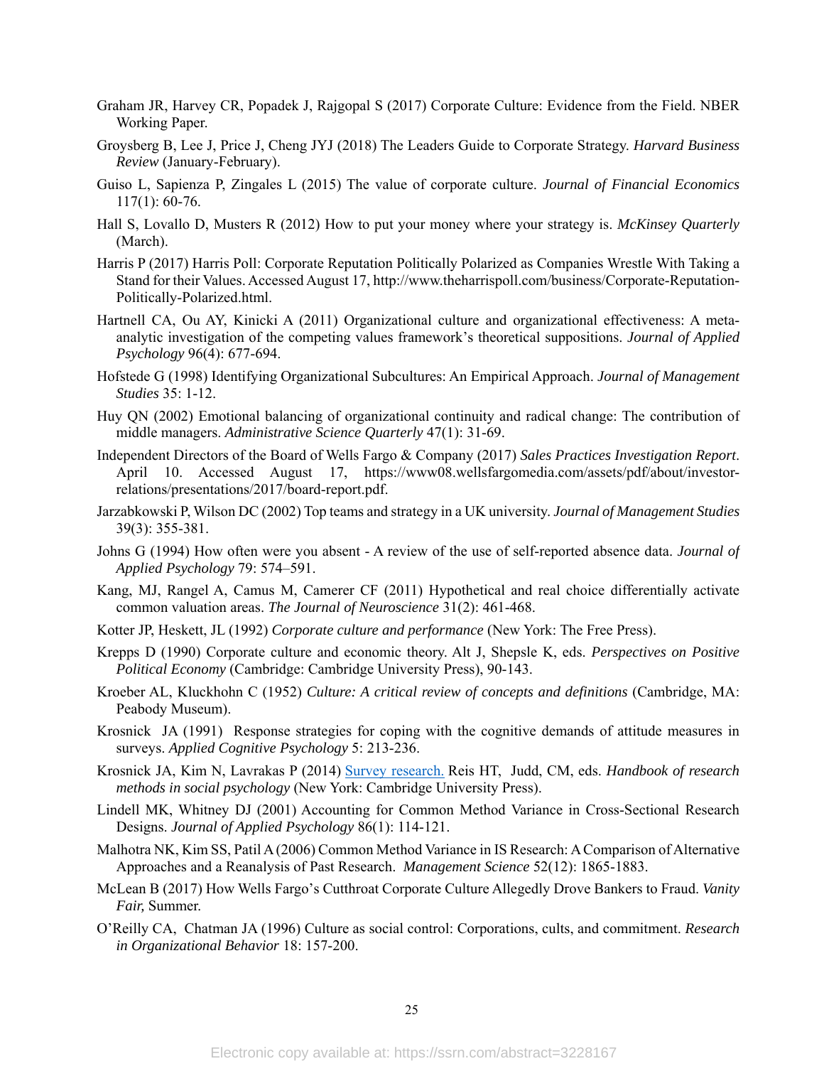Graham JR, Harvey CR, Popadek J, Rajgopal S (2017) Corporate Culture: Evidence from the Field. NBER Working Paper.

Groysberg B, Lee J, Price J, Cheng JYJ (2018) The Leaders Guide to Corporate Strategy. *Harvard Business Review* (January-February).

Guiso L, Sapienza P, Zingales L (2015) The value of corporate culture. *Journal of Financial Economics* 117(1): 60-76.

Hall S, Lovallo D, Musters R (2012) How to put your money where your strategy is. *McKinsey Quarterly* (March).

Harris P (2017) Harris Poll: Corporate Reputation Politically Polarized as Companies Wrestle With Taking a Stand for their Values. Accessed August 17, http://www.theharrispoll.com/business/Corporate-Reputation-Politically-Polarized.html.

Hartnell CA, Ou AY, Kinicki A (2011) Organizational culture and organizational effectiveness: A meta-analytic investigation of the competing values framework's theoretical suppositions. *Journal of Applied Psychology* 96(4): 677-694.

Hofstede G (1998) Identifying Organizational Subcultures: An Empirical Approach. *Journal of Management Studies* 35: 1-12.

Huy QN (2002) Emotional balancing of organizational continuity and radical change: The contribution of middle managers. *Administrative Science Quarterly* 47(1): 31-69.

Independent Directors of the Board of Wells Fargo & Company (2017) *Sales Practices Investigation Report*. April 10. Accessed August 17, https://www08.wellsfargomedia.com/assets/pdf/about/investor-relations/presentations/2017/board-report.pdf.

Jarzabkowski P, Wilson DC (2002) Top teams and strategy in a UK university. *Journal of Management Studies* 39(3): 355-381.

Johns G (1994) How often were you absent - A review of the use of self-reported absence data. *Journal of Applied Psychology* 79: 574–591.

Kang, MJ, Rangel A, Camus M, Camerer CF (2011) Hypothetical and real choice differentially activate common valuation areas. *The Journal of Neuroscience* 31(2): 461-468.

Kotter JP, Heskett, JL (1992) *Corporate culture and performance* (New York: The Free Press).

Krepps D (1990) Corporate culture and economic theory. Alt J, Shepsle K, eds. *Perspectives on Positive Political Economy* (Cambridge: Cambridge University Press), 90-143.

Kroeber AL, Kluckhohn C (1952) *Culture: A critical review of concepts and definitions* (Cambridge, MA: Peabody Museum).

Krosnick JA (1991) Response strategies for coping with the cognitive demands of attitude measures in surveys. *Applied Cognitive Psychology* 5: 213-236.

Krosnick JA, Kim N, Lavrakas P (2014) Survey research. Reis HT, Judd, CM, eds. *Handbook of research methods in social psychology* (New York: Cambridge University Press).

Lindell MK, Whitney DJ (2001) Accounting for Common Method Variance in Cross-Sectional Research Designs. *Journal of Applied Psychology* 86(1): 114-121.

Malhotra NK, Kim SS, Patil A (2006) Common Method Variance in IS Research: A Comparison of Alternative Approaches and a Reanalysis of Past Research. *Management Science* 52(12): 1865-1883.

McLean B (2017) How Wells Fargo's Cutthroat Corporate Culture Allegedly Drove Bankers to Fraud. *Vanity Fair,* Summer.

O'Reilly CA, Chatman JA (1996) Culture as social control: Corporations, cults, and commitment. *Research in Organizational Behavior* 18: 157-200.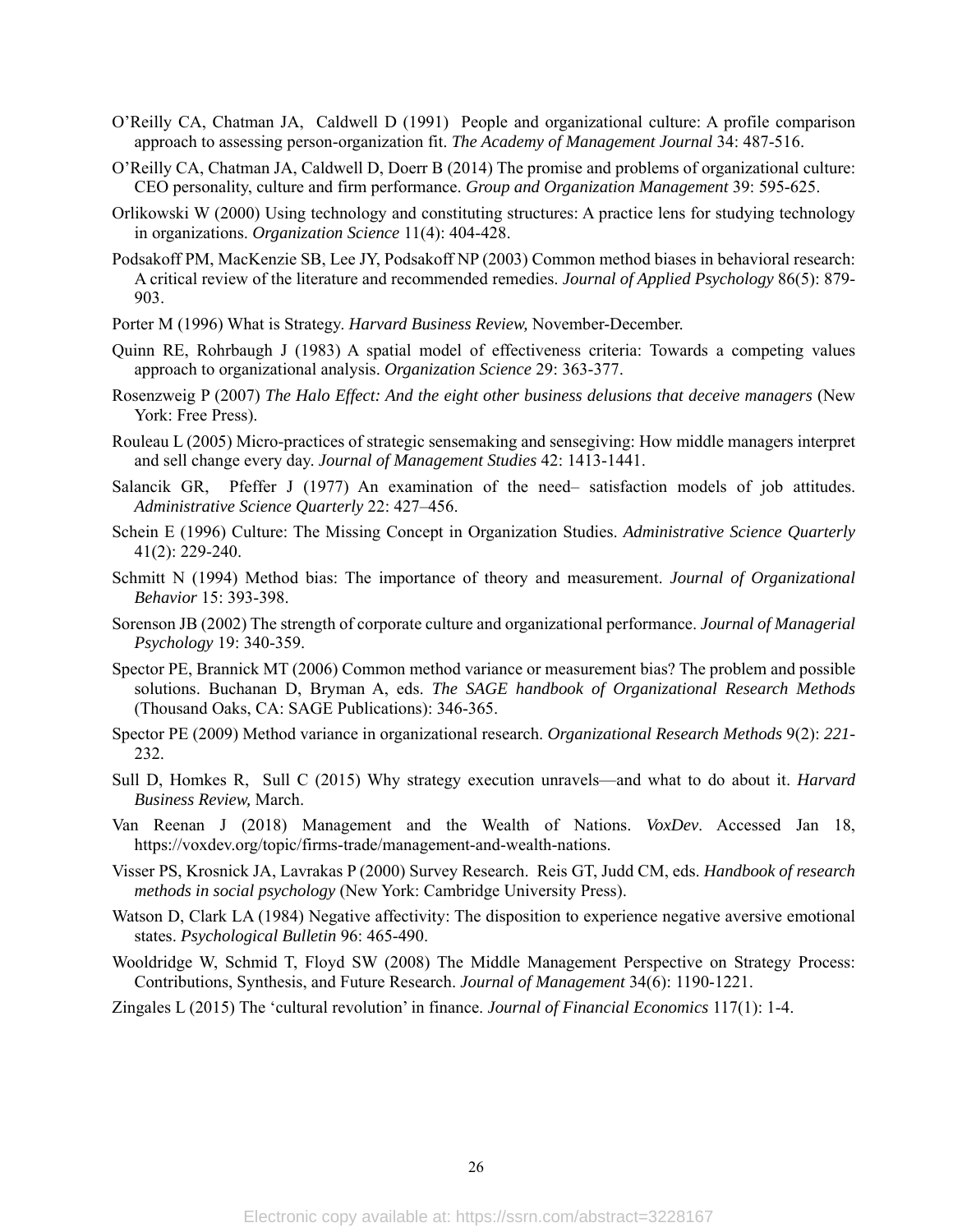O'Reilly CA, Chatman JA, Caldwell D (1991) People and organizational culture: A profile comparison approach to assessing person-organization fit. *The Academy of Management Journal* 34: 487-516.

O'Reilly CA, Chatman JA, Caldwell D, Doerr B (2014) The promise and problems of organizational culture: CEO personality, culture and firm performance. *Group and Organization Management* 39: 595-625.

Orlikowski W (2000) Using technology and constituting structures: A practice lens for studying technology in organizations. *Organization Science* 11(4): 404-428.

Podsakoff PM, MacKenzie SB, Lee JY, Podsakoff NP (2003) Common method biases in behavioral research: A critical review of the literature and recommended remedies. *Journal of Applied Psychology* 86(5): 879-903.

Porter M (1996) What is Strategy. *Harvard Business Review,* November-December.

Quinn RE, Rohrbaugh J (1983) A spatial model of effectiveness criteria: Towards a competing values approach to organizational analysis. *Organization Science* 29: 363-377.

Rosenzweig P (2007) *The Halo Effect: And the eight other business delusions that deceive managers* (New York: Free Press).

Rouleau L (2005) Micro-practices of strategic sensemaking and sensegiving: How middle managers interpret and sell change every day. *Journal of Management Studies* 42: 1413-1441.

Salancik GR, Pfeffer J (1977) An examination of the need– satisfaction models of job attitudes. *Administrative Science Quarterly* 22: 427–456.

Schein E (1996) Culture: The Missing Concept in Organization Studies. *Administrative Science Quarterly* 41(2): 229-240.

Schmitt N (1994) Method bias: The importance of theory and measurement. *Journal of Organizational Behavior* 15: 393-398.

Sorenson JB (2002) The strength of corporate culture and organizational performance. *Journal of Managerial Psychology* 19: 340-359.

Spector PE, Brannick MT (2006) Common method variance or measurement bias? The problem and possible solutions. Buchanan D, Bryman A, eds. *The SAGE handbook of Organizational Research Methods* (Thousand Oaks, CA: SAGE Publications): 346-365.

Spector PE (2009) Method variance in organizational research. *Organizational Research Methods* 9(2): *221*-232.

Sull D, Homkes R, Sull C (2015) Why strategy execution unravels—and what to do about it. *Harvard Business Review,* March.

Van Reenan J (2018) Management and the Wealth of Nations. *VoxDev*. Accessed Jan 18, https://voxdev.org/topic/firms-trade/management-and-wealth-nations.

Visser PS, Krosnick JA, Lavrakas P (2000) Survey Research. Reis GT, Judd CM, eds. *Handbook of research methods in social psychology* (New York: Cambridge University Press).

Watson D, Clark LA (1984) Negative affectivity: The disposition to experience negative aversive emotional states. *Psychological Bulletin* 96: 465-490.

Wooldridge W, Schmid T, Floyd SW (2008) The Middle Management Perspective on Strategy Process: Contributions, Synthesis, and Future Research. *Journal of Management* 34(6): 1190-1221.

Zingales L (2015) The 'cultural revolution' in finance. *Journal of Financial Economics* 117(1): 1-4.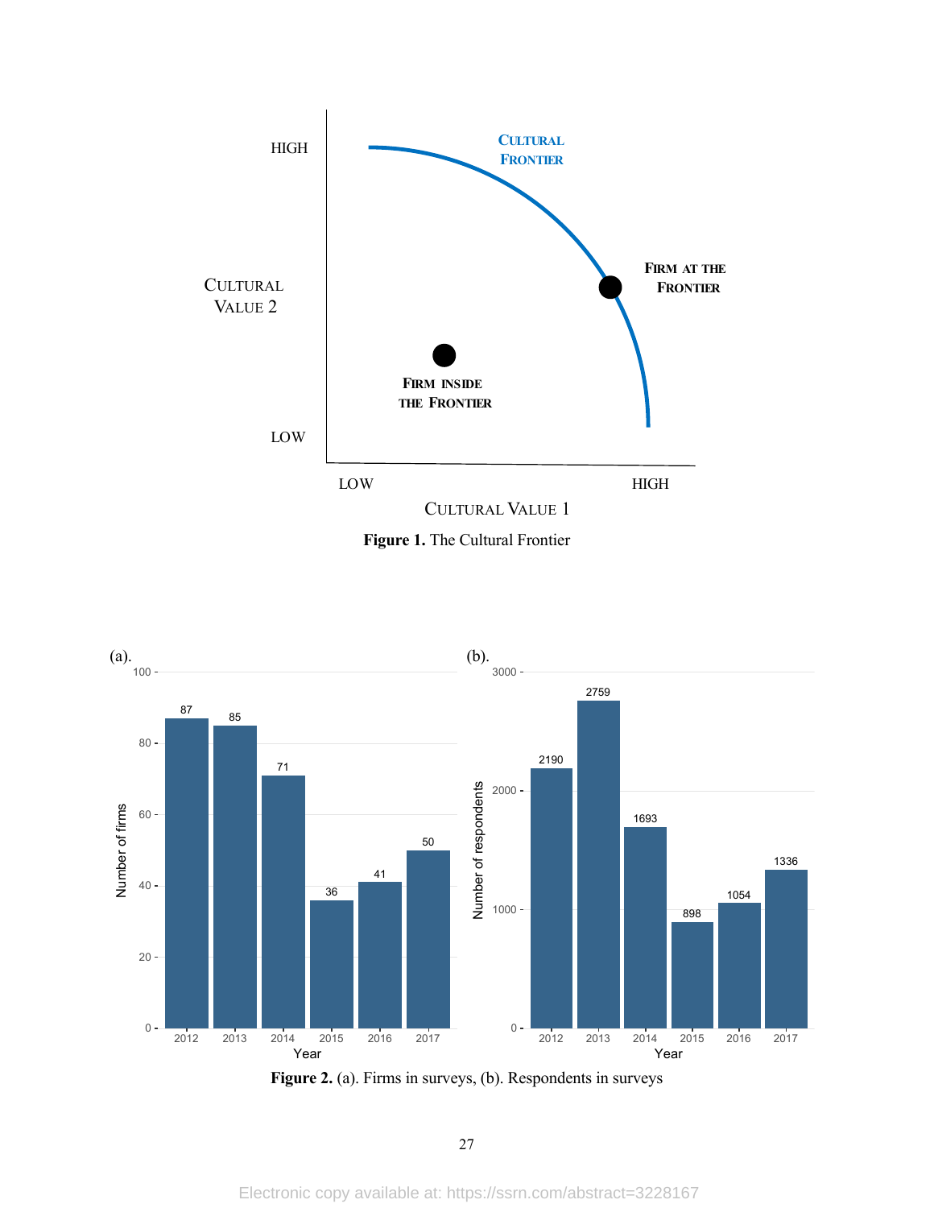Figure 1. The Cultural Frontier

Figure 2. (a). Firms in surveys, (b). Respondents in surveys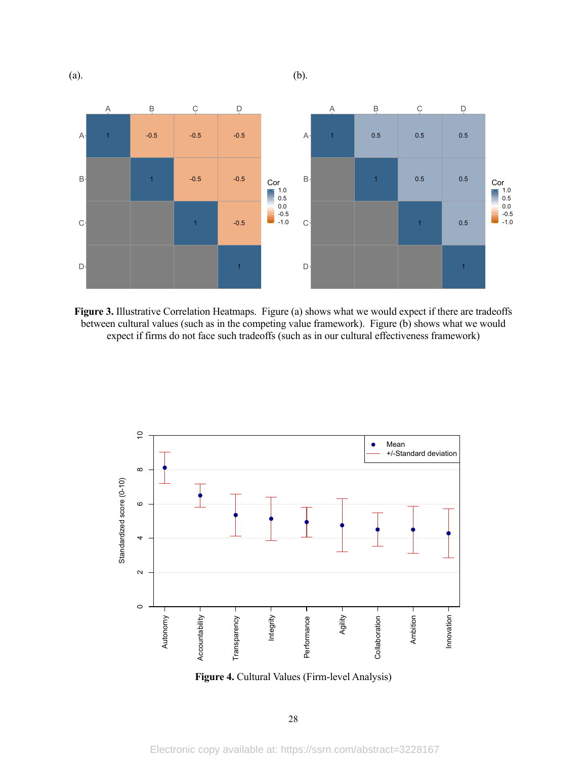(a).

(b).

**Figure 3.** Illustrative Correlation Heatmaps. Figure (a) shows what we would expect if there are tradeoffs between cultural values (such as in the competing value framework). Figure (b) shows what we would expect if firms do not face such tradeoffs (such as in our cultural effectiveness framework)

**Figure 4.** Cultural Values (Firm-level Analysis)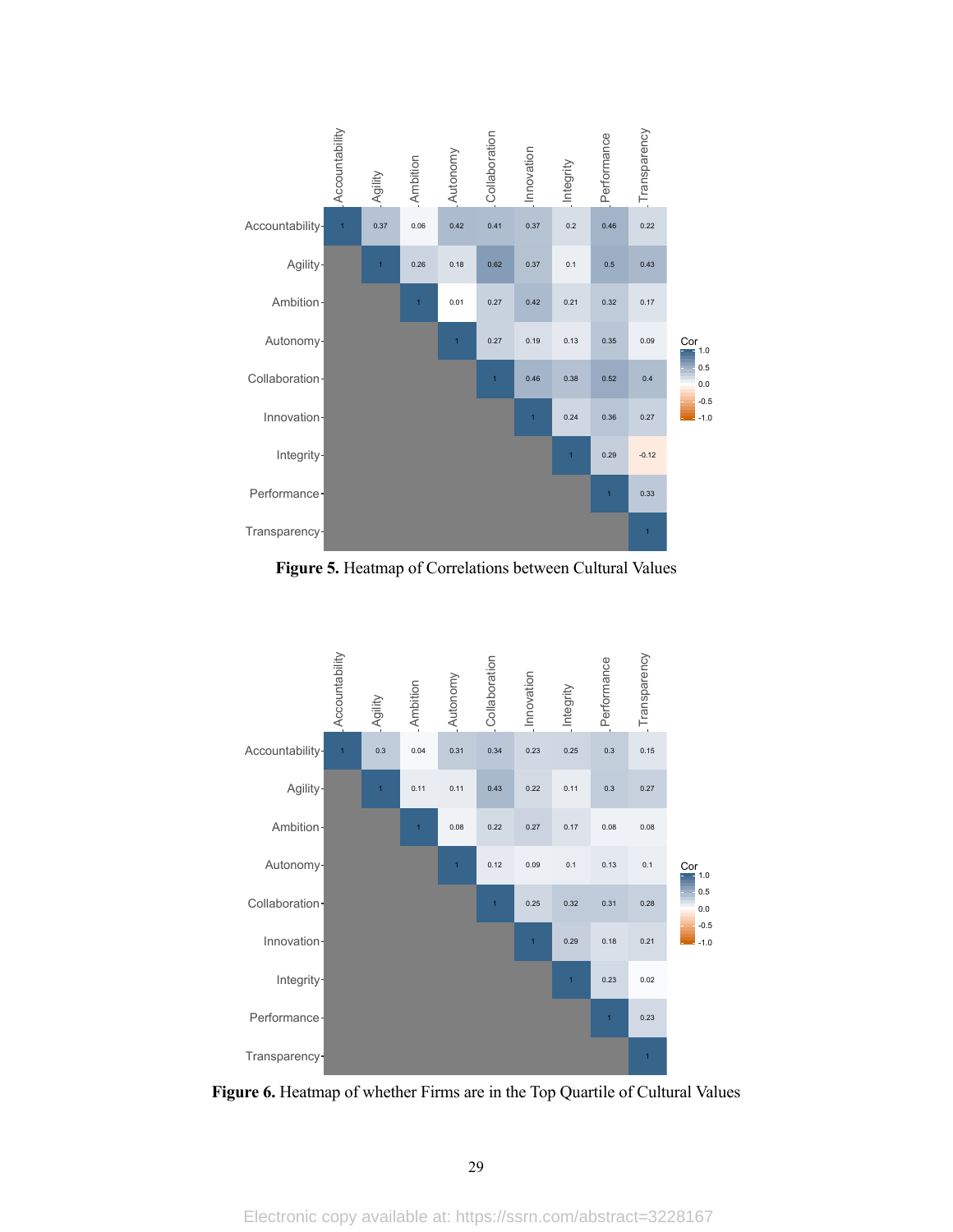|  | Accountability | Agility | Ambition | Autonomy | Collaboration | Innovation | Integrity | Performance | Transparency |
|---|---|---|---|---|---|---|---|---|---|
| Accountability | 1 | 0.37 | 0.06 | 0.42 | 0.41 | 0.37 | 0.2 | 0.46 | 0.22 |
| Agility |  | 1 | 0.26 | 0.18 | 0.62 | 0.37 | 0.1 | 0.5 | 0.43 |
| Ambition |  |  | 1 | 0.01 | 0.27 | 0.42 | 0.21 | 0.32 | 0.17 |
| Autonomy |  |  |  | 1 | 0.27 | 0.19 | 0.13 | 0.35 | 0.09 |
| Collaboration |  |  |  |  | 1 | 0.46 | 0.38 | 0.52 | 0.4 |
| Innovation |  |  |  |  |  | 1 | 0.24 | 0.36 | 0.27 |
| Integrity |  |  |  |  |  |  | 1 | 0.29 | -0.12 |
| Performance |  |  |  |  |  |  |  | 1 | 0.33 |
| Transparency |  |  |  |  |  |  |  |  | 1 |

**Figure 5.** Heatmap of Correlations between Cultural Values

|  | Accountability | Agility | Ambition | Autonomy | Collaboration | Innovation | Integrity | Performance | Transparency |
|---|---|---|---|---|---|---|---|---|---|
| Accountability | 1 | 0.3 | 0.04 | 0.31 | 0.34 | 0.23 | 0.25 | 0.3 | 0.15 |
| Agility |  | 1 | 0.11 | 0.11 | 0.43 | 0.22 | 0.11 | 0.3 | 0.27 |
| Ambition |  |  | 1 | 0.08 | 0.22 | 0.27 | 0.17 | 0.08 | 0.08 |
| Autonomy |  |  |  | 1 | 0.12 | 0.09 | 0.1 | 0.13 | 0.1 |
| Collaboration |  |  |  |  | 1 | 0.25 | 0.32 | 0.31 | 0.28 |
| Innovation |  |  |  |  |  | 1 | 0.29 | 0.18 | 0.21 |
| Integrity |  |  |  |  |  |  | 1 | 0.23 | 0.02 |
| Performance |  |  |  |  |  |  |  | 1 | 0.23 |
| Transparency |  |  |  |  |  |  |  |  | 1 |

**Figure 6.** Heatmap of whether Firms are in the Top Quartile of Cultural Values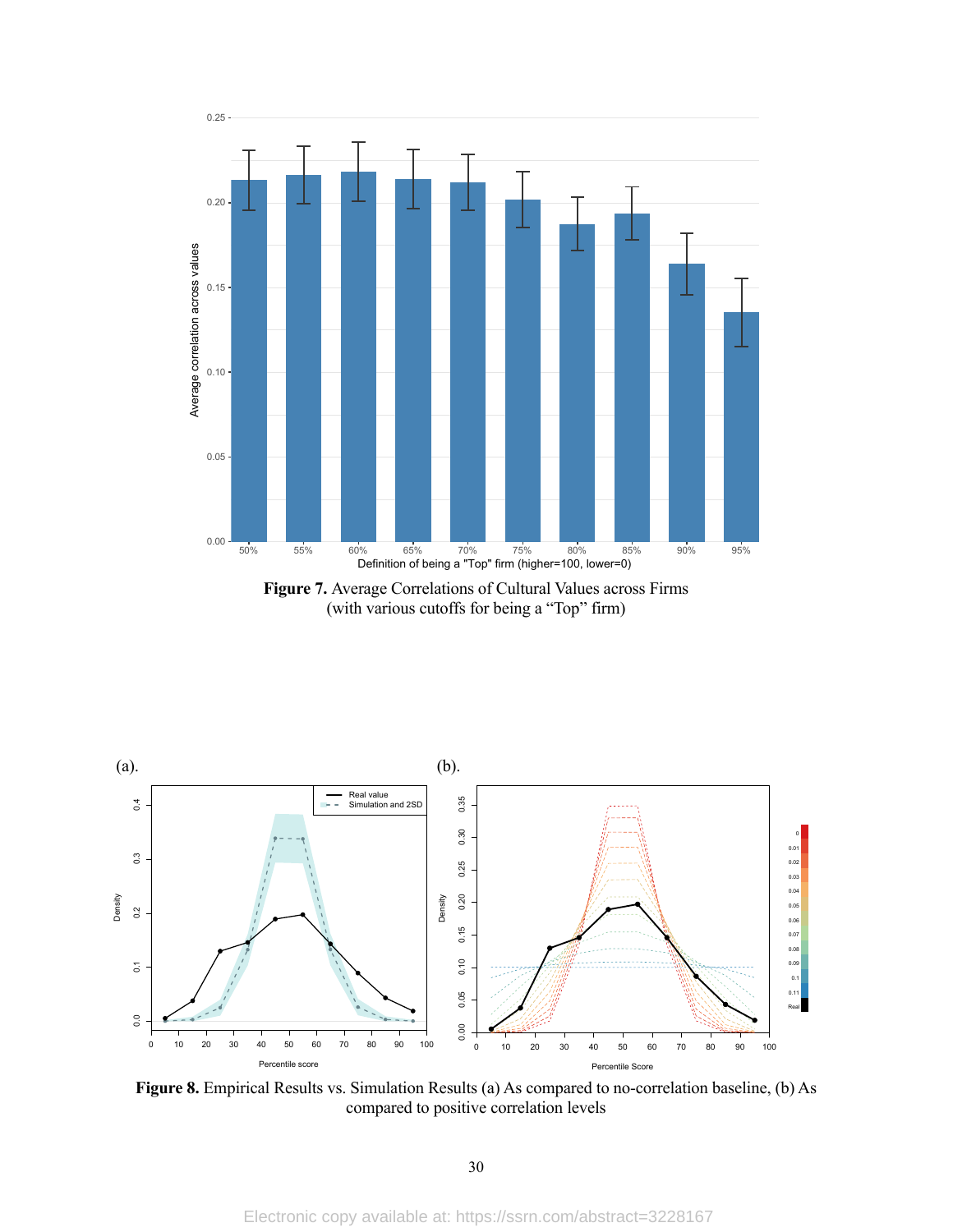**Figure 7.** Average Correlations of Cultural Values across Firms (with various cutoffs for being a "Top" firm)

**Figure 8.** Empirical Results vs. Simulation Results (a) As compared to no-correlation baseline, (b) As compared to positive correlation levels

Electronic copy available at: https://ssrn.com/abstract=3228167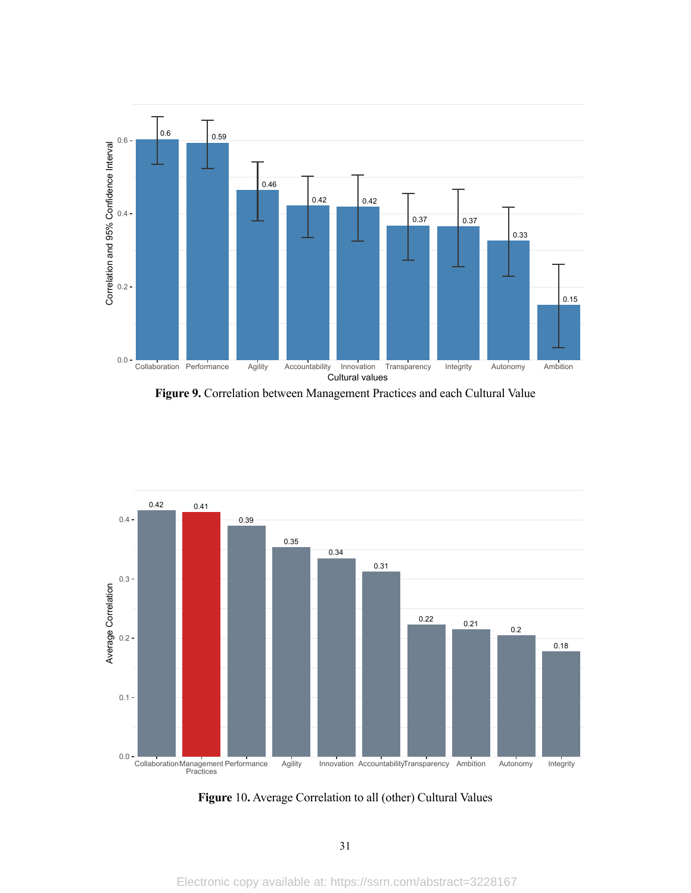**Figure 9.** Correlation between Management Practices and each Cultural Value

**Figure** 10**.** Average Correlation to all (other) Cultural Values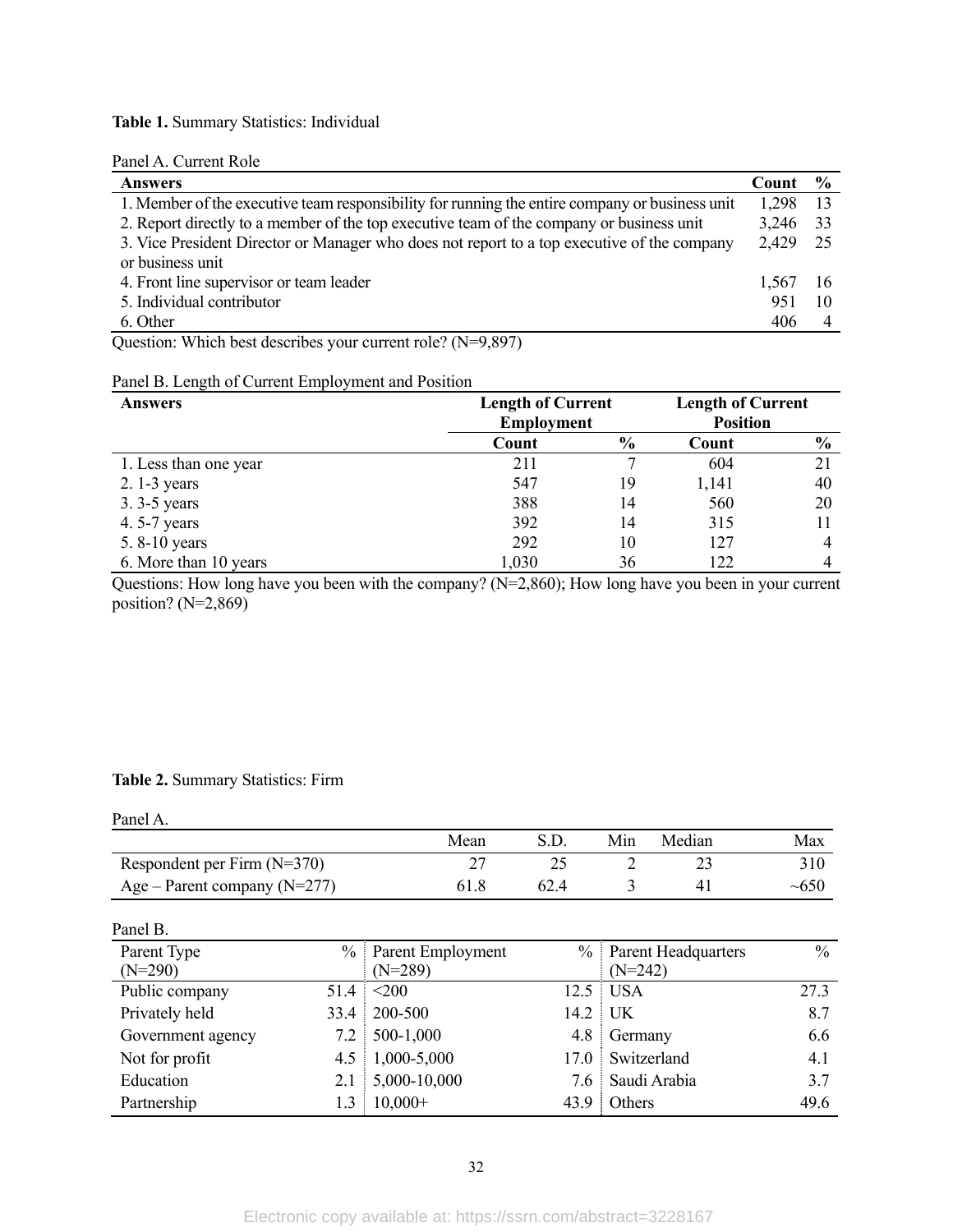**Table 1.** Summary Statistics: Individual

Panel A. Current Role

| Answers | Count | % |
|---|---|---|
| 1. Member of the executive team responsibility for running the entire company or business unit | 1,298 | 13 |
| 2. Report directly to a member of the top executive team of the company or business unit | 3,246 | 33 |
| 3. Vice President Director or Manager who does not report to a top executive of the company or business unit | 2,429 | 25 |
| 4. Front line supervisor or team leader | 1,567 | 16 |
| 5. Individual contributor | 951 | 10 |
| 6. Other | 406 | 4 |

Question: Which best describes your current role? (N=9,897)

Panel B. Length of Current Employment and Position

| Answers | Length of Current Employment | | Length of Current Position | |
|---|---|---|---|---|
| | Count | % | Count | % |
| 1. Less than one year | 211 | 7 | 604 | 21 |
| 2. 1-3 years | 547 | 19 | 1,141 | 40 |
| 3. 3-5 years | 388 | 14 | 560 | 20 |
| 4. 5-7 years | 392 | 14 | 315 | 11 |
| 5. 8-10 years | 292 | 10 | 127 | 4 |
| 6. More than 10 years | 1,030 | 36 | 122 | 4 |

Questions: How long have you been with the company? (N=2,860); How long have you been in your current position? (N=2,869)

**Table 2.** Summary Statistics: Firm

Panel A.

| | Mean | S.D. | Min | Median | Max |
|---|---|---|---|---|---|
| Respondent per Firm (N=370) | 27 | 25 | 2 | 23 | 310 |
| Age – Parent company (N=277) | 61.8 | 62.4 | 3 | 41 | ~650 |

Panel B.

| Parent Type (N=290) | % | Parent Employment (N=289) | % | Parent Headquarters (N=242) | % |
|---|---|---|---|---|---|
| Public company | 51.4 | <200 | 12.5 | USA | 27.3 |
| Privately held | 33.4 | 200-500 | 14.2 | UK | 8.7 |
| Government agency | 7.2 | 500-1,000 | 4.8 | Germany | 6.6 |
| Not for profit | 4.5 | 1,000-5,000 | 17.0 | Switzerland | 4.1 |
| Education | 2.1 | 5,000-10,000 | 7.6 | Saudi Arabia | 3.7 |
| Partnership | 1.3 | 10,000+ | 43.9 | Others | 49.6 |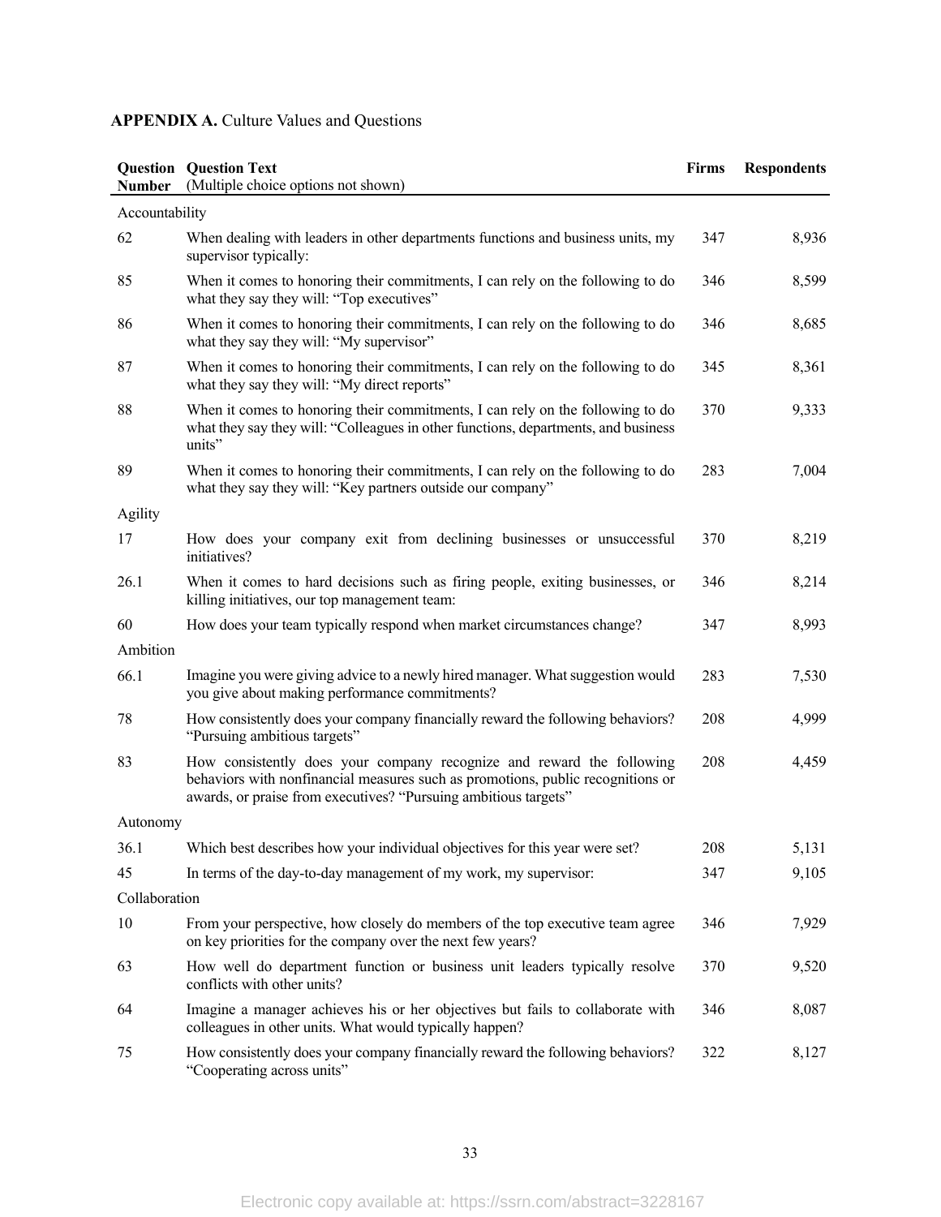**APPENDIX A.** Culture Values and Questions

| Question Number | Question Text (Multiple choice options not shown) | Firms | Respondents |
|---|---|---|---|
| Accountability | | | |
| 62 | When dealing with leaders in other departments functions and business units, my supervisor typically: | 347 | 8,936 |
| 85 | When it comes to honoring their commitments, I can rely on the following to do what they say they will: "Top executives" | 346 | 8,599 |
| 86 | When it comes to honoring their commitments, I can rely on the following to do what they say they will: "My supervisor" | 346 | 8,685 |
| 87 | When it comes to honoring their commitments, I can rely on the following to do what they say they will: "My direct reports" | 345 | 8,361 |
| 88 | When it comes to honoring their commitments, I can rely on the following to do what they say they will: "Colleagues in other functions, departments, and business units" | 370 | 9,333 |
| 89 | When it comes to honoring their commitments, I can rely on the following to do what they say they will: "Key partners outside our company" | 283 | 7,004 |
| Agility | | | |
| 17 | How does your company exit from declining businesses or unsuccessful initiatives? | 370 | 8,219 |
| 26.1 | When it comes to hard decisions such as firing people, exiting businesses, or killing initiatives, our top management team: | 346 | 8,214 |
| 60 | How does your team typically respond when market circumstances change? | 347 | 8,993 |
| Ambition | | | |
| 66.1 | Imagine you were giving advice to a newly hired manager. What suggestion would you give about making performance commitments? | 283 | 7,530 |
| 78 | How consistently does your company financially reward the following behaviors? "Pursuing ambitious targets" | 208 | 4,999 |
| 83 | How consistently does your company recognize and reward the following behaviors with nonfinancial measures such as promotions, public recognitions or awards, or praise from executives? "Pursuing ambitious targets" | 208 | 4,459 |
| Autonomy | | | |
| 36.1 | Which best describes how your individual objectives for this year were set? | 208 | 5,131 |
| 45 | In terms of the day-to-day management of my work, my supervisor: | 347 | 9,105 |
| Collaboration | | | |
| 10 | From your perspective, how closely do members of the top executive team agree on key priorities for the company over the next few years? | 346 | 7,929 |
| 63 | How well do department function or business unit leaders typically resolve conflicts with other units? | 370 | 9,520 |
| 64 | Imagine a manager achieves his or her objectives but fails to collaborate with colleagues in other units. What would typically happen? | 346 | 8,087 |
| 75 | How consistently does your company financially reward the following behaviors? "Cooperating across units" | 322 | 8,127 |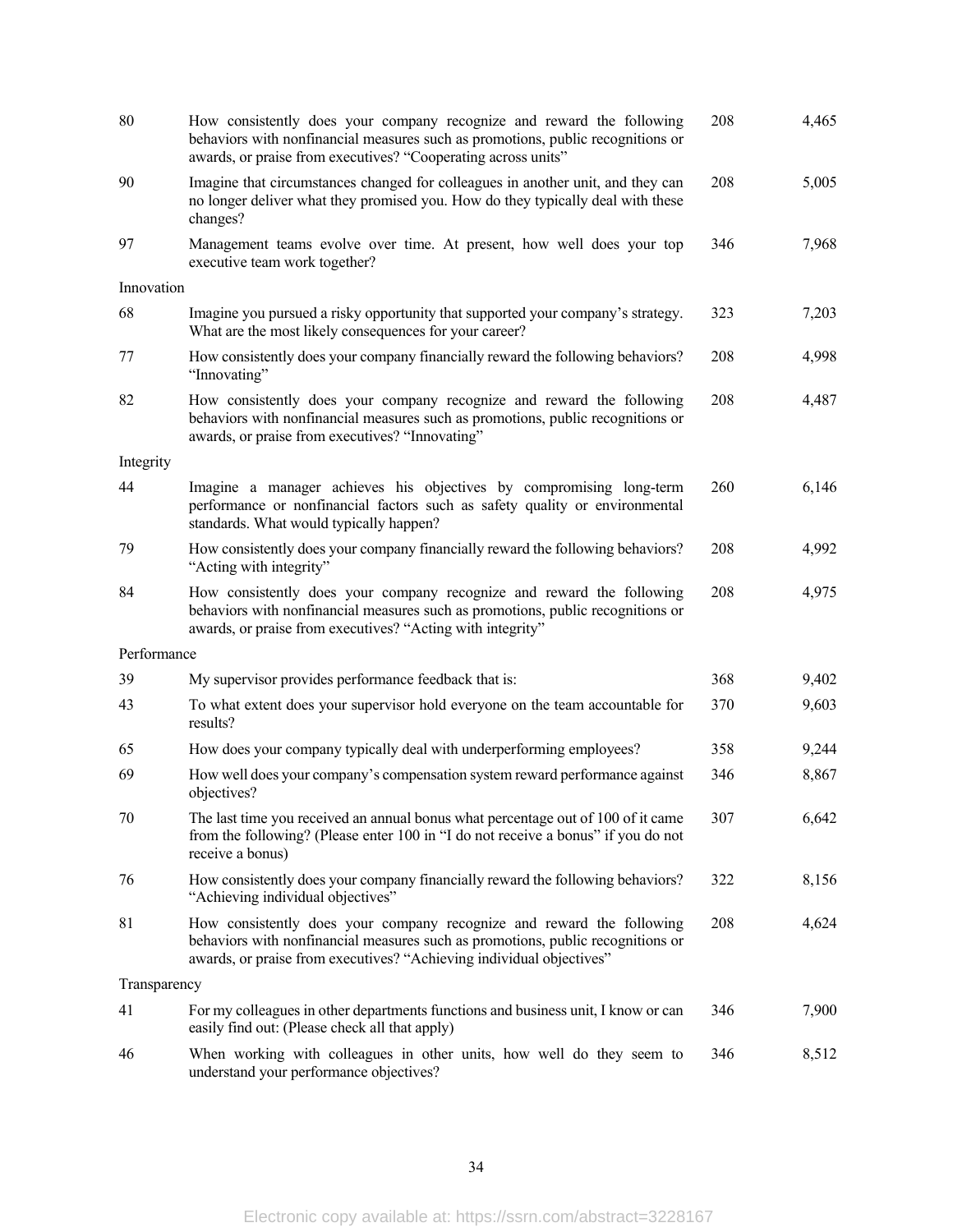| | | | |
|---|---|---|---|
| 80 | How consistently does your company recognize and reward the following behaviors with nonfinancial measures such as promotions, public recognitions or awards, or praise from executives? "Cooperating across units" | 208 | 4,465 |
| 90 | Imagine that circumstances changed for colleagues in another unit, and they can no longer deliver what they promised you. How do they typically deal with these changes? | 208 | 5,005 |
| 97 | Management teams evolve over time. At present, how well does your top executive team work together? | 346 | 7,968 |
| Innovation | | | |
| 68 | Imagine you pursued a risky opportunity that supported your company's strategy. What are the most likely consequences for your career? | 323 | 7,203 |
| 77 | How consistently does your company financially reward the following behaviors? "Innovating" | 208 | 4,998 |
| 82 | How consistently does your company recognize and reward the following behaviors with nonfinancial measures such as promotions, public recognitions or awards, or praise from executives? "Innovating" | 208 | 4,487 |
| Integrity | | | |
| 44 | Imagine a manager achieves his objectives by compromising long-term performance or nonfinancial factors such as safety quality or environmental standards. What would typically happen? | 260 | 6,146 |
| 79 | How consistently does your company financially reward the following behaviors? "Acting with integrity" | 208 | 4,992 |
| 84 | How consistently does your company recognize and reward the following behaviors with nonfinancial measures such as promotions, public recognitions or awards, or praise from executives? "Acting with integrity" | 208 | 4,975 |
| Performance | | | |
| 39 | My supervisor provides performance feedback that is: | 368 | 9,402 |
| 43 | To what extent does your supervisor hold everyone on the team accountable for results? | 370 | 9,603 |
| 65 | How does your company typically deal with underperforming employees? | 358 | 9,244 |
| 69 | How well does your company's compensation system reward performance against objectives? | 346 | 8,867 |
| 70 | The last time you received an annual bonus what percentage out of 100 of it came from the following? (Please enter 100 in "I do not receive a bonus" if you do not receive a bonus) | 307 | 6,642 |
| 76 | How consistently does your company financially reward the following behaviors? "Achieving individual objectives" | 322 | 8,156 |
| 81 | How consistently does your company recognize and reward the following behaviors with nonfinancial measures such as promotions, public recognitions or awards, or praise from executives? "Achieving individual objectives" | 208 | 4,624 |
| Transparency | | | |
| 41 | For my colleagues in other departments functions and business unit, I know or can easily find out: (Please check all that apply) | 346 | 7,900 |
| 46 | When working with colleagues in other units, how well do they seem to understand your performance objectives? | 346 | 8,512 |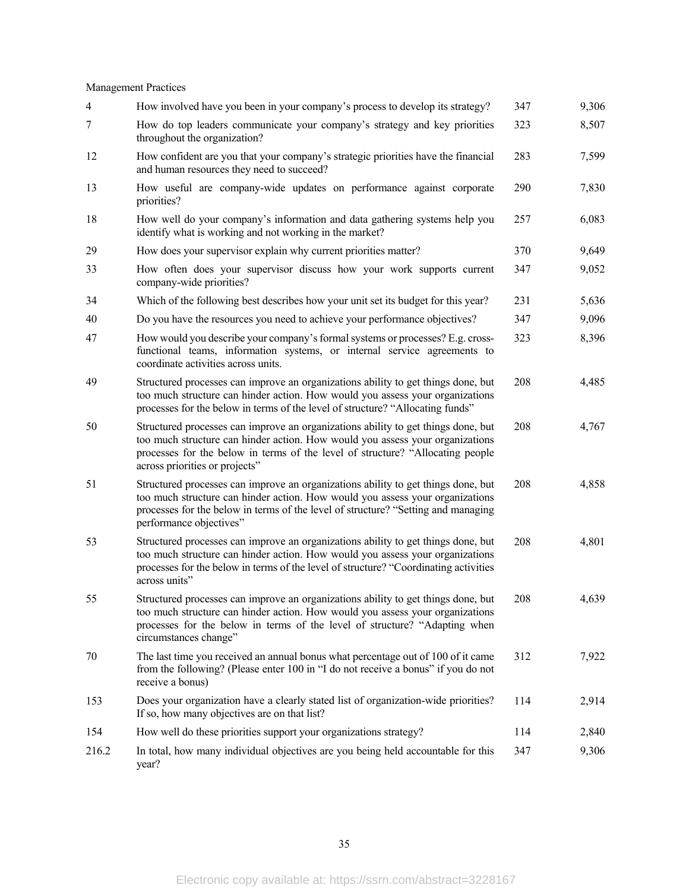Management Practices

| | | | |
|---|---|---|---|
| 4 | How involved have you been in your company's process to develop its strategy? | 347 | 9,306 |
| 7 | How do top leaders communicate your company's strategy and key priorities throughout the organization? | 323 | 8,507 |
| 12 | How confident are you that your company's strategic priorities have the financial and human resources they need to succeed? | 283 | 7,599 |
| 13 | How useful are company-wide updates on performance against corporate priorities? | 290 | 7,830 |
| 18 | How well do your company's information and data gathering systems help you identify what is working and not working in the market? | 257 | 6,083 |
| 29 | How does your supervisor explain why current priorities matter? | 370 | 9,649 |
| 33 | How often does your supervisor discuss how your work supports current company-wide priorities? | 347 | 9,052 |
| 34 | Which of the following best describes how your unit set its budget for this year? | 231 | 5,636 |
| 40 | Do you have the resources you need to achieve your performance objectives? | 347 | 9,096 |
| 47 | How would you describe your company's formal systems or processes? E.g. cross-functional teams, information systems, or internal service agreements to coordinate activities across units. | 323 | 8,396 |
| 49 | Structured processes can improve an organizations ability to get things done, but too much structure can hinder action. How would you assess your organizations processes for the below in terms of the level of structure? "Allocating funds" | 208 | 4,485 |
| 50 | Structured processes can improve an organizations ability to get things done, but too much structure can hinder action. How would you assess your organizations processes for the below in terms of the level of structure? "Allocating people across priorities or projects" | 208 | 4,767 |
| 51 | Structured processes can improve an organizations ability to get things done, but too much structure can hinder action. How would you assess your organizations processes for the below in terms of the level of structure? "Setting and managing performance objectives" | 208 | 4,858 |
| 53 | Structured processes can improve an organizations ability to get things done, but too much structure can hinder action. How would you assess your organizations processes for the below in terms of the level of structure? "Coordinating activities across units" | 208 | 4,801 |
| 55 | Structured processes can improve an organizations ability to get things done, but too much structure can hinder action. How would you assess your organizations processes for the below in terms of the level of structure? "Adapting when circumstances change" | 208 | 4,639 |
| 70 | The last time you received an annual bonus what percentage out of 100 of it came from the following? (Please enter 100 in "I do not receive a bonus" if you do not receive a bonus) | 312 | 7,922 |
| 153 | Does your organization have a clearly stated list of organization-wide priorities? If so, how many objectives are on that list? | 114 | 2,914 |
| 154 | How well do these priorities support your organizations strategy? | 114 | 2,840 |
| 216.2 | In total, how many individual objectives are you being held accountable for this year? | 347 | 9,306 |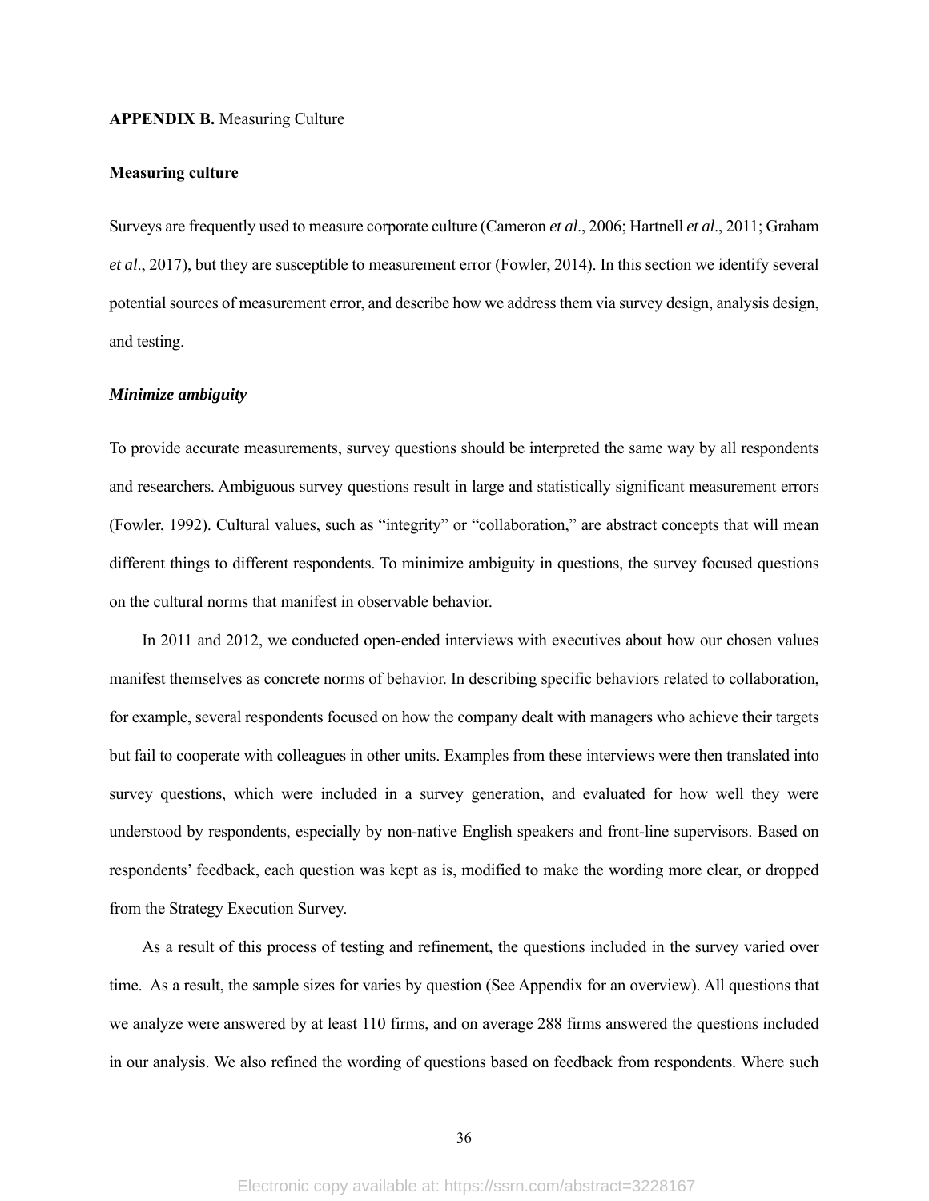**APPENDIX B.** Measuring Culture

**Measuring culture**

Surveys are frequently used to measure corporate culture (Cameron *et al*., 2006; Hartnell *et al*., 2011; Graham *et al*., 2017), but they are susceptible to measurement error (Fowler, 2014). In this section we identify several potential sources of measurement error, and describe how we address them via survey design, analysis design, and testing.

***Minimize ambiguity***

To provide accurate measurements, survey questions should be interpreted the same way by all respondents and researchers. Ambiguous survey questions result in large and statistically significant measurement errors (Fowler, 1992). Cultural values, such as "integrity" or "collaboration," are abstract concepts that will mean different things to different respondents. To minimize ambiguity in questions, the survey focused questions on the cultural norms that manifest in observable behavior.

In 2011 and 2012, we conducted open-ended interviews with executives about how our chosen values manifest themselves as concrete norms of behavior. In describing specific behaviors related to collaboration, for example, several respondents focused on how the company dealt with managers who achieve their targets but fail to cooperate with colleagues in other units. Examples from these interviews were then translated into survey questions, which were included in a survey generation, and evaluated for how well they were understood by respondents, especially by non-native English speakers and front-line supervisors. Based on respondents' feedback, each question was kept as is, modified to make the wording more clear, or dropped from the Strategy Execution Survey.

As a result of this process of testing and refinement, the questions included in the survey varied over time. As a result, the sample sizes for varies by question (See Appendix for an overview). All questions that we analyze were answered by at least 110 firms, and on average 288 firms answered the questions included in our analysis. We also refined the wording of questions based on feedback from respondents. Where such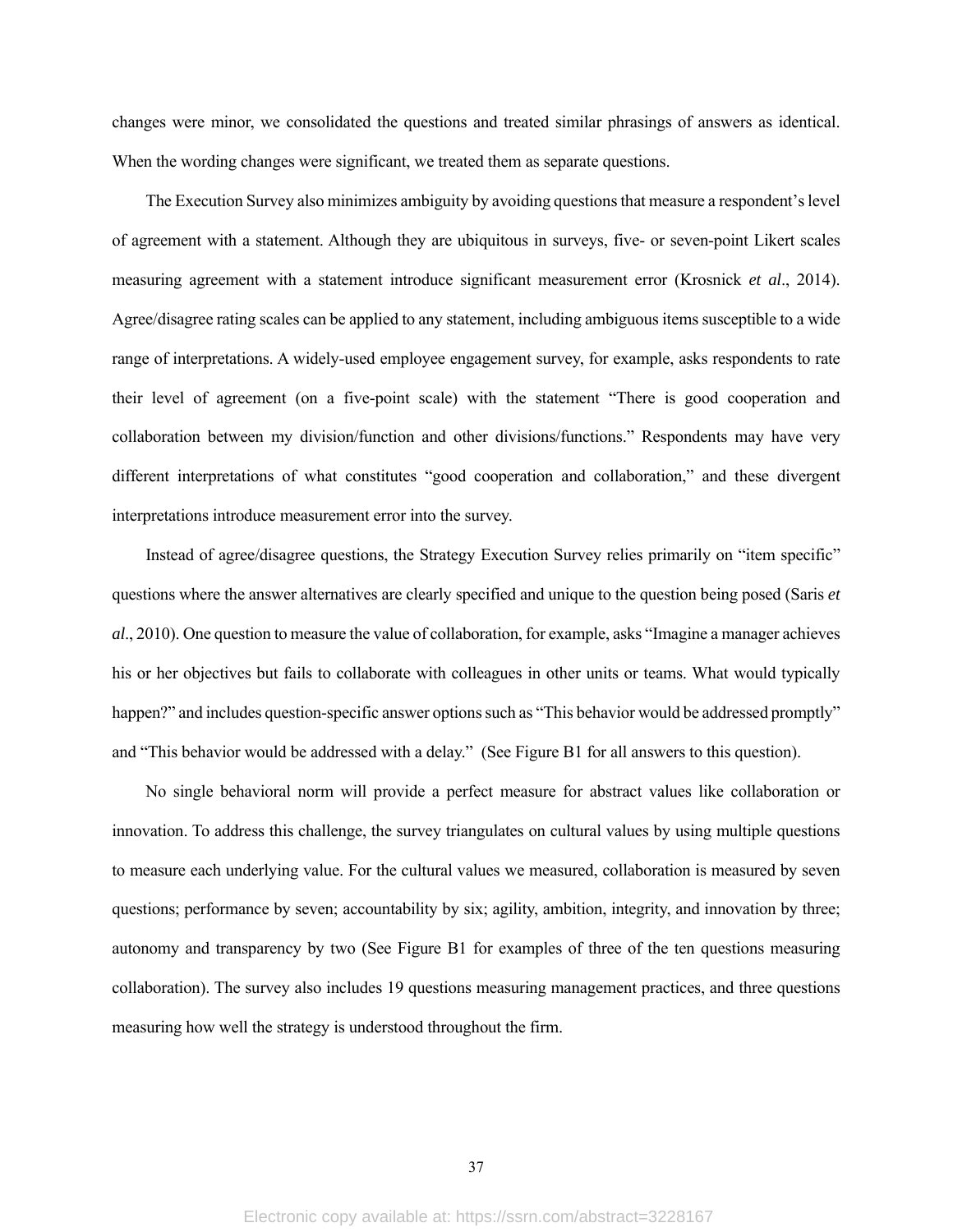changes were minor, we consolidated the questions and treated similar phrasings of answers as identical. When the wording changes were significant, we treated them as separate questions.

The Execution Survey also minimizes ambiguity by avoiding questions that measure a respondent's level of agreement with a statement. Although they are ubiquitous in surveys, five- or seven-point Likert scales measuring agreement with a statement introduce significant measurement error (Krosnick *et al*., 2014). Agree/disagree rating scales can be applied to any statement, including ambiguous items susceptible to a wide range of interpretations. A widely-used employee engagement survey, for example, asks respondents to rate their level of agreement (on a five-point scale) with the statement "There is good cooperation and collaboration between my division/function and other divisions/functions." Respondents may have very different interpretations of what constitutes "good cooperation and collaboration," and these divergent interpretations introduce measurement error into the survey.

Instead of agree/disagree questions, the Strategy Execution Survey relies primarily on "item specific" questions where the answer alternatives are clearly specified and unique to the question being posed (Saris *et al*., 2010). One question to measure the value of collaboration, for example, asks "Imagine a manager achieves his or her objectives but fails to collaborate with colleagues in other units or teams. What would typically happen?" and includes question-specific answer options such as "This behavior would be addressed promptly" and "This behavior would be addressed with a delay." (See Figure B1 for all answers to this question).

No single behavioral norm will provide a perfect measure for abstract values like collaboration or innovation. To address this challenge, the survey triangulates on cultural values by using multiple questions to measure each underlying value. For the cultural values we measured, collaboration is measured by seven questions; performance by seven; accountability by six; agility, ambition, integrity, and innovation by three; autonomy and transparency by two (See Figure B1 for examples of three of the ten questions measuring collaboration). The survey also includes 19 questions measuring management practices, and three questions measuring how well the strategy is understood throughout the firm.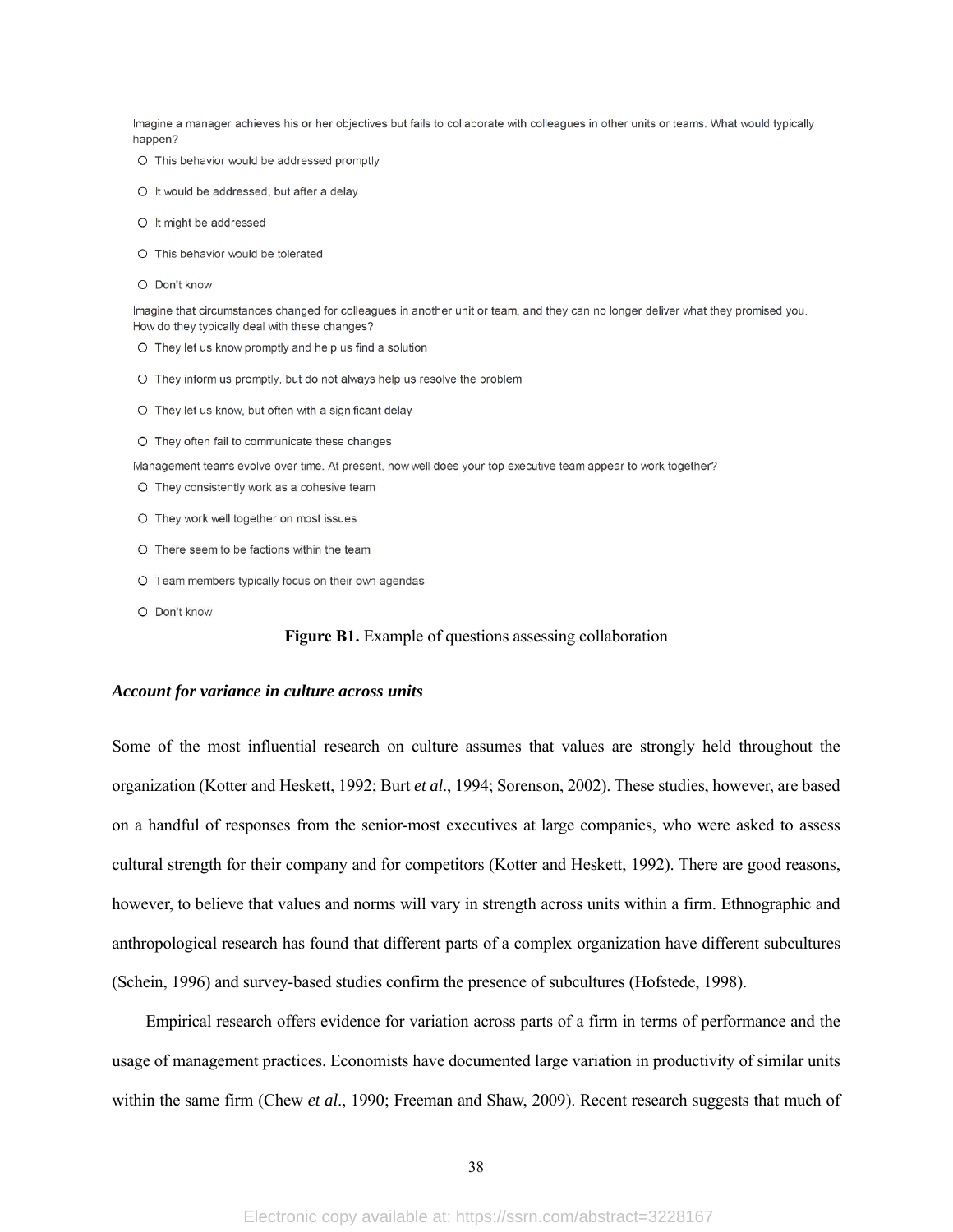Imagine a manager achieves his or her objectives but fails to collaborate with colleagues in other units or teams. What would typically happen?

- This behavior would be addressed promptly
- It would be addressed, but after a delay
- It might be addressed
- This behavior would be tolerated
- Don't know

Imagine that circumstances changed for colleagues in another unit or team, and they can no longer deliver what they promised you. How do they typically deal with these changes?

- They let us know promptly and help us find a solution
- They inform us promptly, but do not always help us resolve the problem
- They let us know, but often with a significant delay
- They often fail to communicate these changes

Management teams evolve over time. At present, how well does your top executive team appear to work together?

- They consistently work as a cohesive team
- They work well together on most issues
- There seem to be factions within the team
- Team members typically focus on their own agendas
- Don't know

**Figure B1.** Example of questions assessing collaboration

### *Account for variance in culture across units*

Some of the most influential research on culture assumes that values are strongly held throughout the organization (Kotter and Heskett, 1992; Burt *et al*., 1994; Sorenson, 2002). These studies, however, are based on a handful of responses from the senior-most executives at large companies, who were asked to assess cultural strength for their company and for competitors (Kotter and Heskett, 1992). There are good reasons, however, to believe that values and norms will vary in strength across units within a firm. Ethnographic and anthropological research has found that different parts of a complex organization have different subcultures (Schein, 1996) and survey-based studies confirm the presence of subcultures (Hofstede, 1998).

Empirical research offers evidence for variation across parts of a firm in terms of performance and the usage of management practices. Economists have documented large variation in productivity of similar units within the same firm (Chew *et al*., 1990; Freeman and Shaw, 2009). Recent research suggests that much of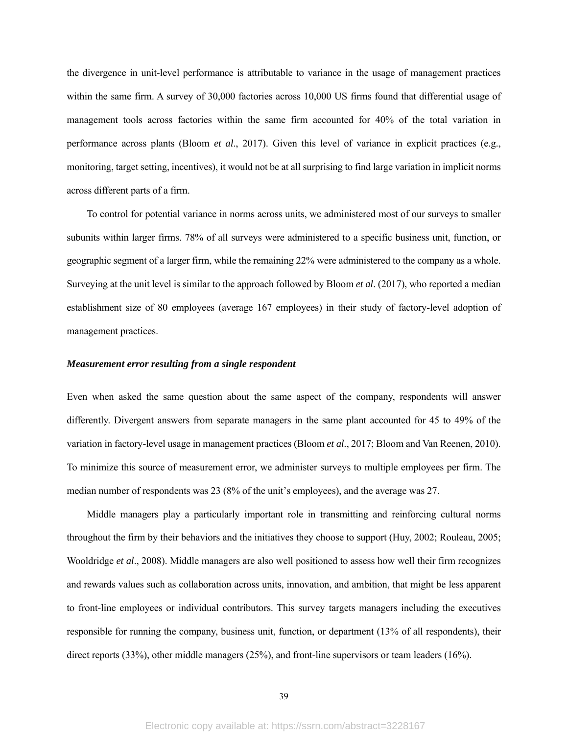the divergence in unit-level performance is attributable to variance in the usage of management practices within the same firm. A survey of 30,000 factories across 10,000 US firms found that differential usage of management tools across factories within the same firm accounted for 40% of the total variation in performance across plants (Bloom *et al*., 2017). Given this level of variance in explicit practices (e.g., monitoring, target setting, incentives), it would not be at all surprising to find large variation in implicit norms across different parts of a firm.

To control for potential variance in norms across units, we administered most of our surveys to smaller subunits within larger firms. 78% of all surveys were administered to a specific business unit, function, or geographic segment of a larger firm, while the remaining 22% were administered to the company as a whole. Surveying at the unit level is similar to the approach followed by Bloom *et al*. (2017), who reported a median establishment size of 80 employees (average 167 employees) in their study of factory-level adoption of management practices.

***Measurement error resulting from a single respondent***

Even when asked the same question about the same aspect of the company, respondents will answer differently. Divergent answers from separate managers in the same plant accounted for 45 to 49% of the variation in factory-level usage in management practices (Bloom *et al*., 2017; Bloom and Van Reenen, 2010). To minimize this source of measurement error, we administer surveys to multiple employees per firm. The median number of respondents was 23 (8% of the unit's employees), and the average was 27.

Middle managers play a particularly important role in transmitting and reinforcing cultural norms throughout the firm by their behaviors and the initiatives they choose to support (Huy, 2002; Rouleau, 2005; Wooldridge *et al*., 2008). Middle managers are also well positioned to assess how well their firm recognizes and rewards values such as collaboration across units, innovation, and ambition, that might be less apparent to front-line employees or individual contributors. This survey targets managers including the executives responsible for running the company, business unit, function, or department (13% of all respondents), their direct reports (33%), other middle managers (25%), and front-line supervisors or team leaders (16%).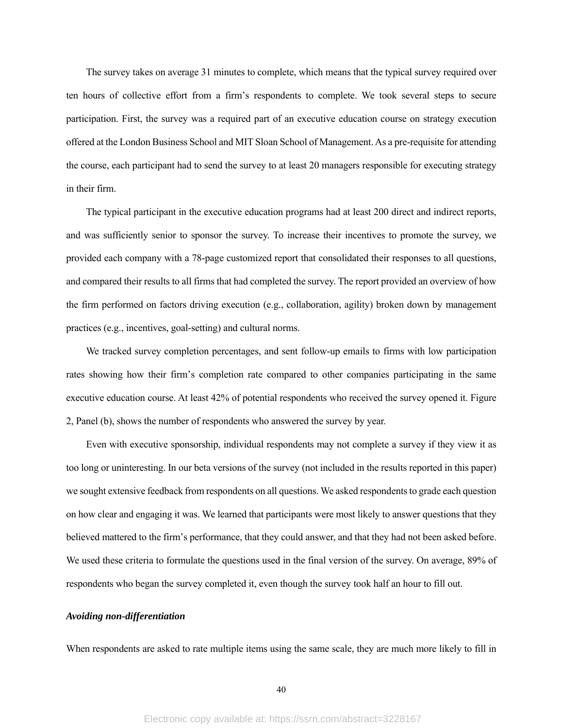The survey takes on average 31 minutes to complete, which means that the typical survey required over ten hours of collective effort from a firm's respondents to complete. We took several steps to secure participation. First, the survey was a required part of an executive education course on strategy execution offered at the London Business School and MIT Sloan School of Management. As a pre-requisite for attending the course, each participant had to send the survey to at least 20 managers responsible for executing strategy in their firm.

The typical participant in the executive education programs had at least 200 direct and indirect reports, and was sufficiently senior to sponsor the survey. To increase their incentives to promote the survey, we provided each company with a 78-page customized report that consolidated their responses to all questions, and compared their results to all firms that had completed the survey. The report provided an overview of how the firm performed on factors driving execution (e.g., collaboration, agility) broken down by management practices (e.g., incentives, goal-setting) and cultural norms.

We tracked survey completion percentages, and sent follow-up emails to firms with low participation rates showing how their firm's completion rate compared to other companies participating in the same executive education course. At least 42% of potential respondents who received the survey opened it. Figure 2, Panel (b), shows the number of respondents who answered the survey by year.

Even with executive sponsorship, individual respondents may not complete a survey if they view it as too long or uninteresting. In our beta versions of the survey (not included in the results reported in this paper) we sought extensive feedback from respondents on all questions. We asked respondents to grade each question on how clear and engaging it was. We learned that participants were most likely to answer questions that they believed mattered to the firm's performance, that they could answer, and that they had not been asked before. We used these criteria to formulate the questions used in the final version of the survey. On average, 89% of respondents who began the survey completed it, even though the survey took half an hour to fill out.

***Avoiding non-differentiation***

When respondents are asked to rate multiple items using the same scale, they are much more likely to fill in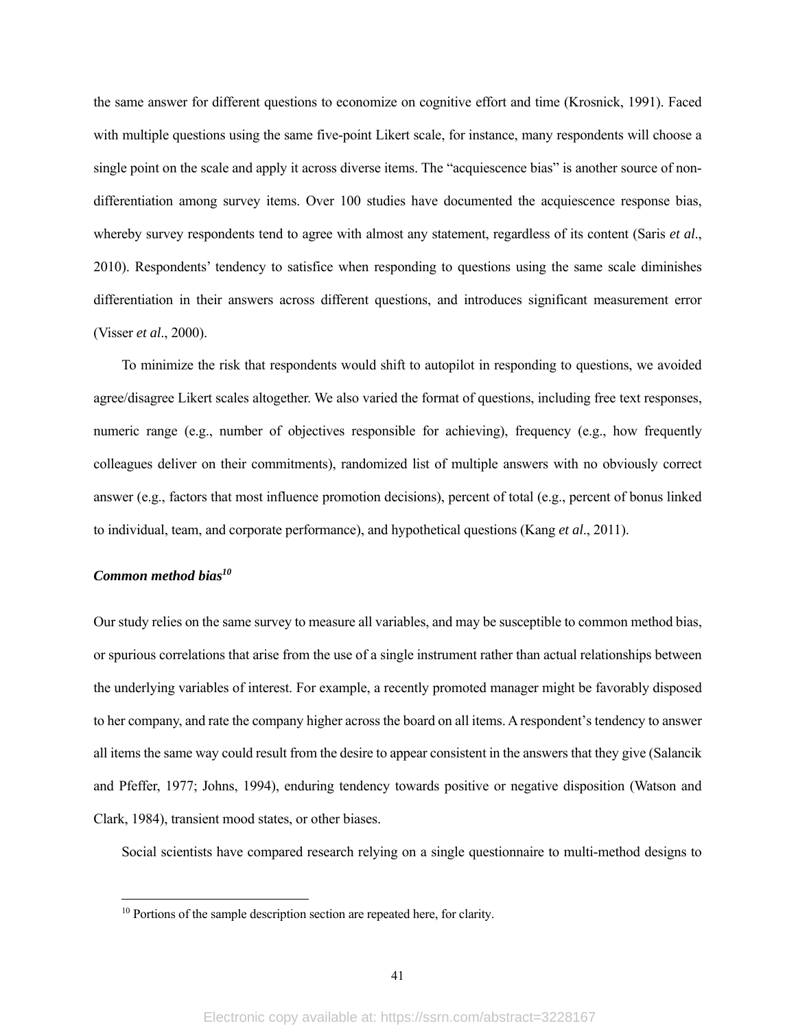the same answer for different questions to economize on cognitive effort and time (Krosnick, 1991). Faced with multiple questions using the same five-point Likert scale, for instance, many respondents will choose a single point on the scale and apply it across diverse items. The "acquiescence bias" is another source of non-differentiation among survey items. Over 100 studies have documented the acquiescence response bias, whereby survey respondents tend to agree with almost any statement, regardless of its content (Saris *et al*., 2010). Respondents' tendency to satisfice when responding to questions using the same scale diminishes differentiation in their answers across different questions, and introduces significant measurement error (Visser *et al*., 2000).

To minimize the risk that respondents would shift to autopilot in responding to questions, we avoided agree/disagree Likert scales altogether. We also varied the format of questions, including free text responses, numeric range (e.g., number of objectives responsible for achieving), frequency (e.g., how frequently colleagues deliver on their commitments), randomized list of multiple answers with no obviously correct answer (e.g., factors that most influence promotion decisions), percent of total (e.g., percent of bonus linked to individual, team, and corporate performance), and hypothetical questions (Kang *et al*., 2011).

***Common method bias[10]***

Our study relies on the same survey to measure all variables, and may be susceptible to common method bias, or spurious correlations that arise from the use of a single instrument rather than actual relationships between the underlying variables of interest. For example, a recently promoted manager might be favorably disposed to her company, and rate the company higher across the board on all items. A respondent's tendency to answer all items the same way could result from the desire to appear consistent in the answers that they give (Salancik and Pfeffer, 1977; Johns, 1994), enduring tendency towards positive or negative disposition (Watson and Clark, 1984), transient mood states, or other biases.

Social scientists have compared research relying on a single questionnaire to multi-method designs to

[10] Portions of the sample description section are repeated here, for clarity.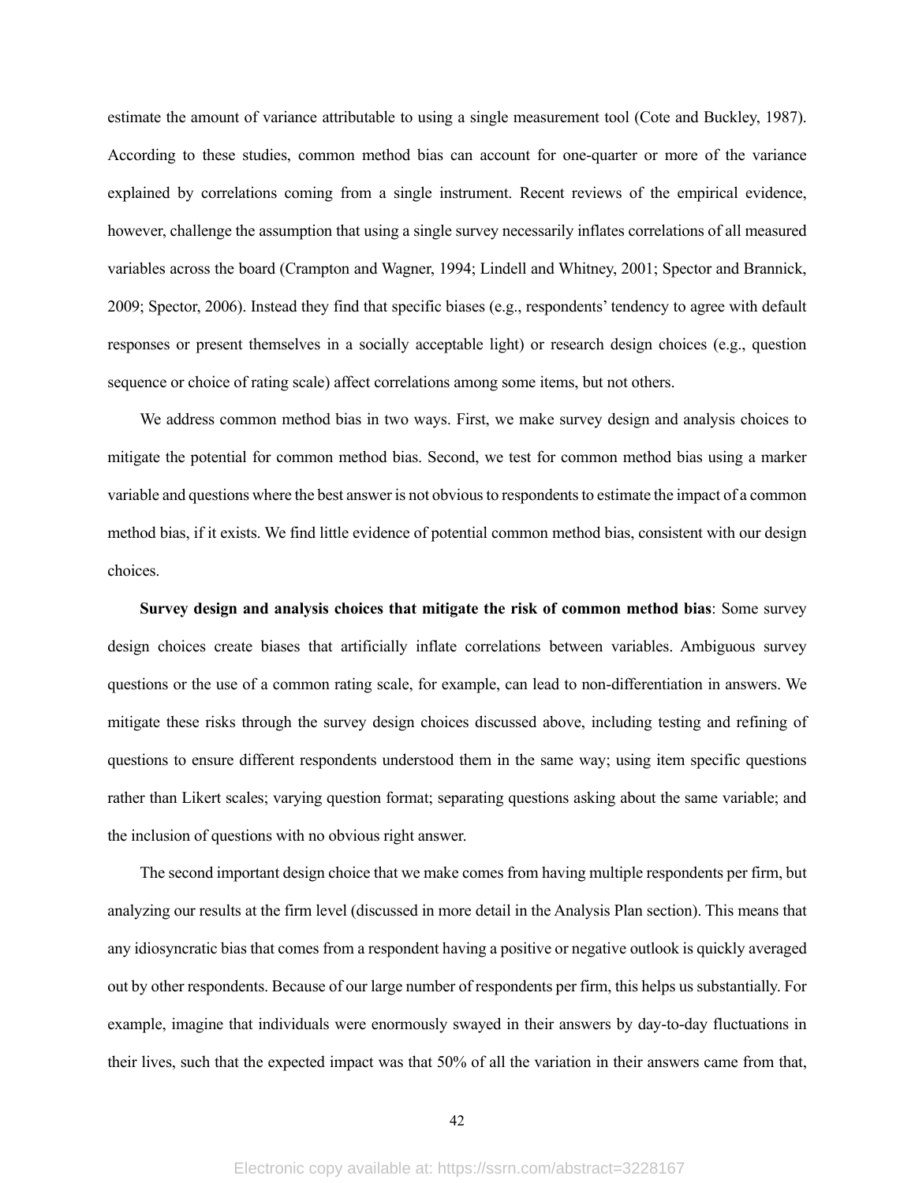estimate the amount of variance attributable to using a single measurement tool (Cote and Buckley, 1987). According to these studies, common method bias can account for one-quarter or more of the variance explained by correlations coming from a single instrument. Recent reviews of the empirical evidence, however, challenge the assumption that using a single survey necessarily inflates correlations of all measured variables across the board (Crampton and Wagner, 1994; Lindell and Whitney, 2001; Spector and Brannick, 2009; Spector, 2006). Instead they find that specific biases (e.g., respondents' tendency to agree with default responses or present themselves in a socially acceptable light) or research design choices (e.g., question sequence or choice of rating scale) affect correlations among some items, but not others.

We address common method bias in two ways. First, we make survey design and analysis choices to mitigate the potential for common method bias. Second, we test for common method bias using a marker variable and questions where the best answer is not obvious to respondents to estimate the impact of a common method bias, if it exists. We find little evidence of potential common method bias, consistent with our design choices.

**Survey design and analysis choices that mitigate the risk of common method bias**: Some survey design choices create biases that artificially inflate correlations between variables. Ambiguous survey questions or the use of a common rating scale, for example, can lead to non-differentiation in answers. We mitigate these risks through the survey design choices discussed above, including testing and refining of questions to ensure different respondents understood them in the same way; using item specific questions rather than Likert scales; varying question format; separating questions asking about the same variable; and the inclusion of questions with no obvious right answer.

The second important design choice that we make comes from having multiple respondents per firm, but analyzing our results at the firm level (discussed in more detail in the Analysis Plan section). This means that any idiosyncratic bias that comes from a respondent having a positive or negative outlook is quickly averaged out by other respondents. Because of our large number of respondents per firm, this helps us substantially. For example, imagine that individuals were enormously swayed in their answers by day-to-day fluctuations in their lives, such that the expected impact was that 50% of all the variation in their answers came from that,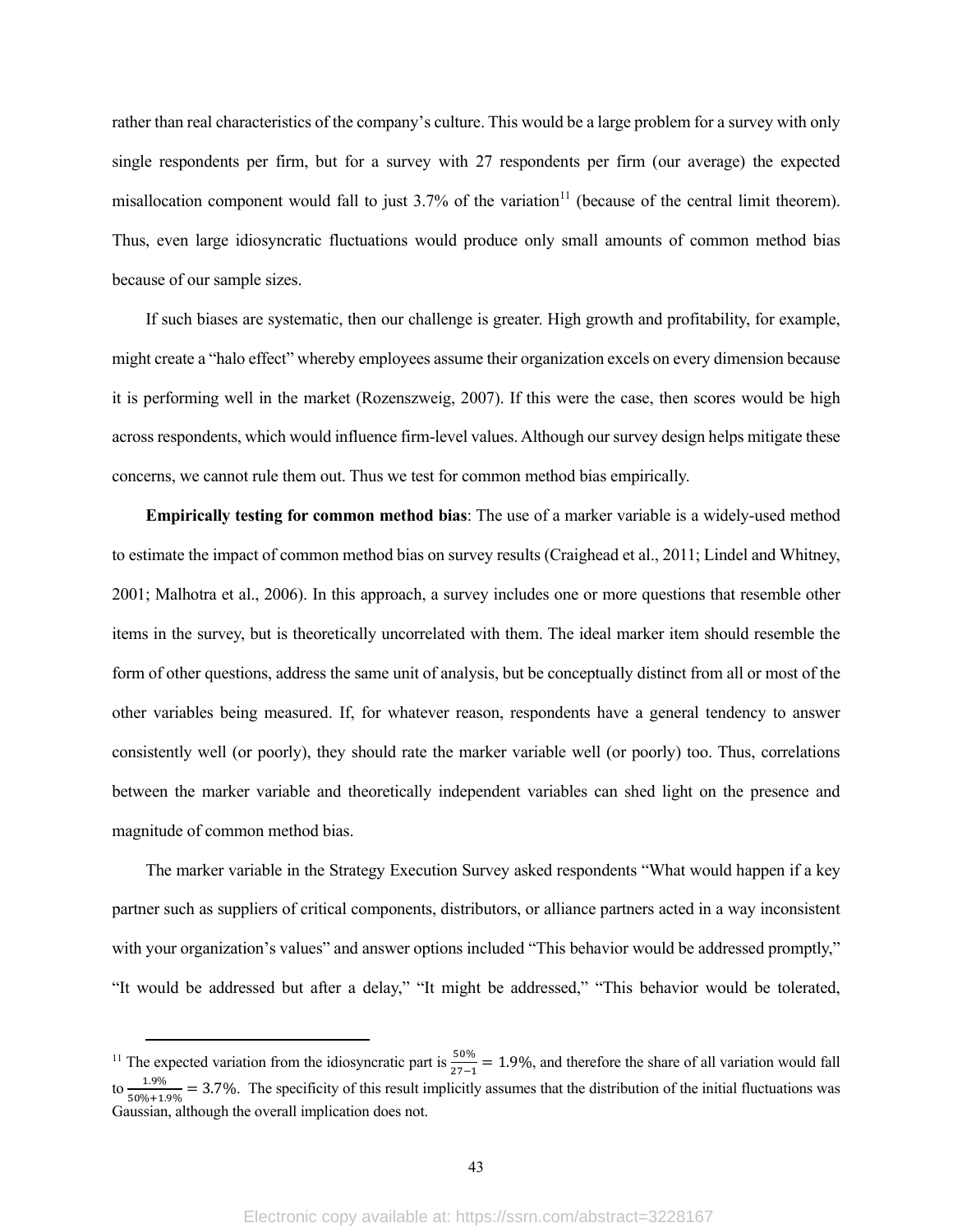rather than real characteristics of the company's culture. This would be a large problem for a survey with only single respondents per firm, but for a survey with 27 respondents per firm (our average) the expected misallocation component would fall to just 3.7% of the variation[11] (because of the central limit theorem). Thus, even large idiosyncratic fluctuations would produce only small amounts of common method bias because of our sample sizes.

If such biases are systematic, then our challenge is greater. High growth and profitability, for example, might create a "halo effect" whereby employees assume their organization excels on every dimension because it is performing well in the market (Rozenszweig, 2007). If this were the case, then scores would be high across respondents, which would influence firm-level values. Although our survey design helps mitigate these concerns, we cannot rule them out. Thus we test for common method bias empirically.

**Empirically testing for common method bias**: The use of a marker variable is a widely-used method to estimate the impact of common method bias on survey results (Craighead et al., 2011; Lindel and Whitney, 2001; Malhotra et al., 2006). In this approach, a survey includes one or more questions that resemble other items in the survey, but is theoretically uncorrelated with them. The ideal marker item should resemble the form of other questions, address the same unit of analysis, but be conceptually distinct from all or most of the other variables being measured. If, for whatever reason, respondents have a general tendency to answer consistently well (or poorly), they should rate the marker variable well (or poorly) too. Thus, correlations between the marker variable and theoretically independent variables can shed light on the presence and magnitude of common method bias.

The marker variable in the Strategy Execution Survey asked respondents "What would happen if a key partner such as suppliers of critical components, distributors, or alliance partners acted in a way inconsistent with your organization's values" and answer options included "This behavior would be addressed promptly," "It would be addressed but after a delay," "It might be addressed," "This behavior would be tolerated,

---

[11] The expected variation from the idiosyncratic part is $\frac{50\%}{27-1} = 1.9\%$, and therefore the share of all variation would fall to $\frac{1.9\%}{50\%+1.9\%} = 3.7\%$. The specificity of this result implicitly assumes that the distribution of the initial fluctuations was Gaussian, although the overall implication does not.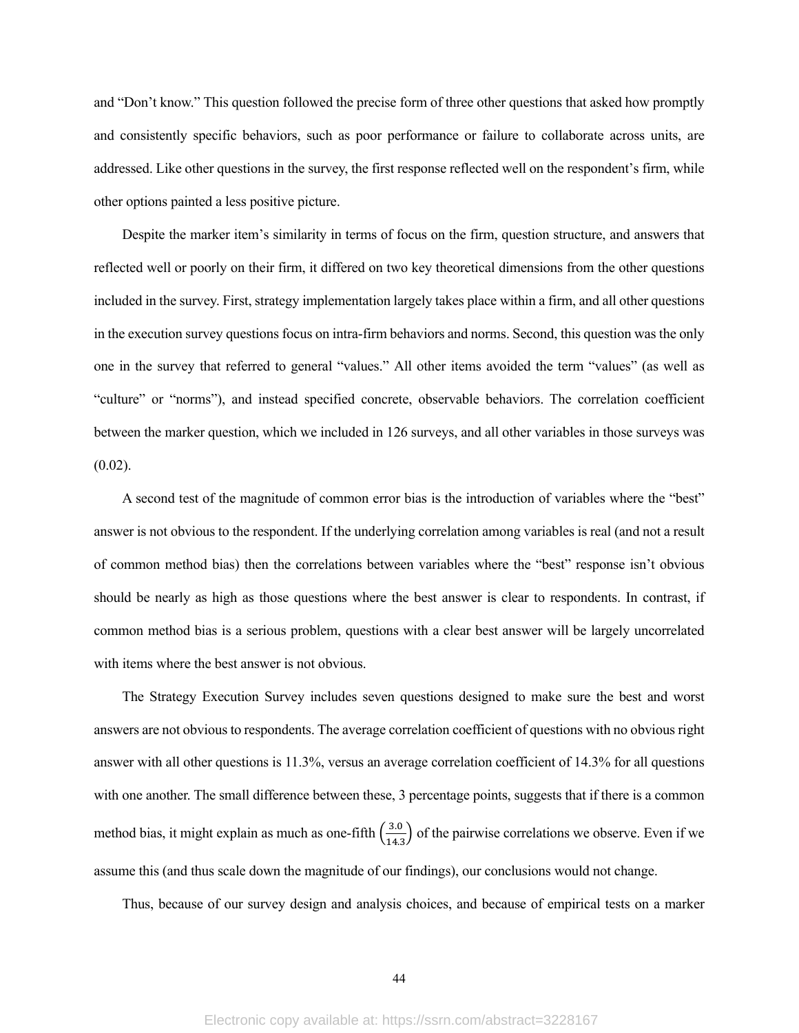and "Don't know." This question followed the precise form of three other questions that asked how promptly and consistently specific behaviors, such as poor performance or failure to collaborate across units, are addressed. Like other questions in the survey, the first response reflected well on the respondent's firm, while other options painted a less positive picture.

Despite the marker item's similarity in terms of focus on the firm, question structure, and answers that reflected well or poorly on their firm, it differed on two key theoretical dimensions from the other questions included in the survey. First, strategy implementation largely takes place within a firm, and all other questions in the execution survey questions focus on intra-firm behaviors and norms. Second, this question was the only one in the survey that referred to general "values." All other items avoided the term "values" (as well as "culture" or "norms"), and instead specified concrete, observable behaviors. The correlation coefficient between the marker question, which we included in 126 surveys, and all other variables in those surveys was (0.02).

A second test of the magnitude of common error bias is the introduction of variables where the "best" answer is not obvious to the respondent. If the underlying correlation among variables is real (and not a result of common method bias) then the correlations between variables where the "best" response isn't obvious should be nearly as high as those questions where the best answer is clear to respondents. In contrast, if common method bias is a serious problem, questions with a clear best answer will be largely uncorrelated with items where the best answer is not obvious.

The Strategy Execution Survey includes seven questions designed to make sure the best and worst answers are not obvious to respondents. The average correlation coefficient of questions with no obvious right answer with all other questions is 11.3%, versus an average correlation coefficient of 14.3% for all questions with one another. The small difference between these, 3 percentage points, suggests that if there is a common method bias, it might explain as much as one-fifth $\left(\frac{3.0}{14.3}\right)$ of the pairwise correlations we observe. Even if we assume this (and thus scale down the magnitude of our findings), our conclusions would not change.

Thus, because of our survey design and analysis choices, and because of empirical tests on a marker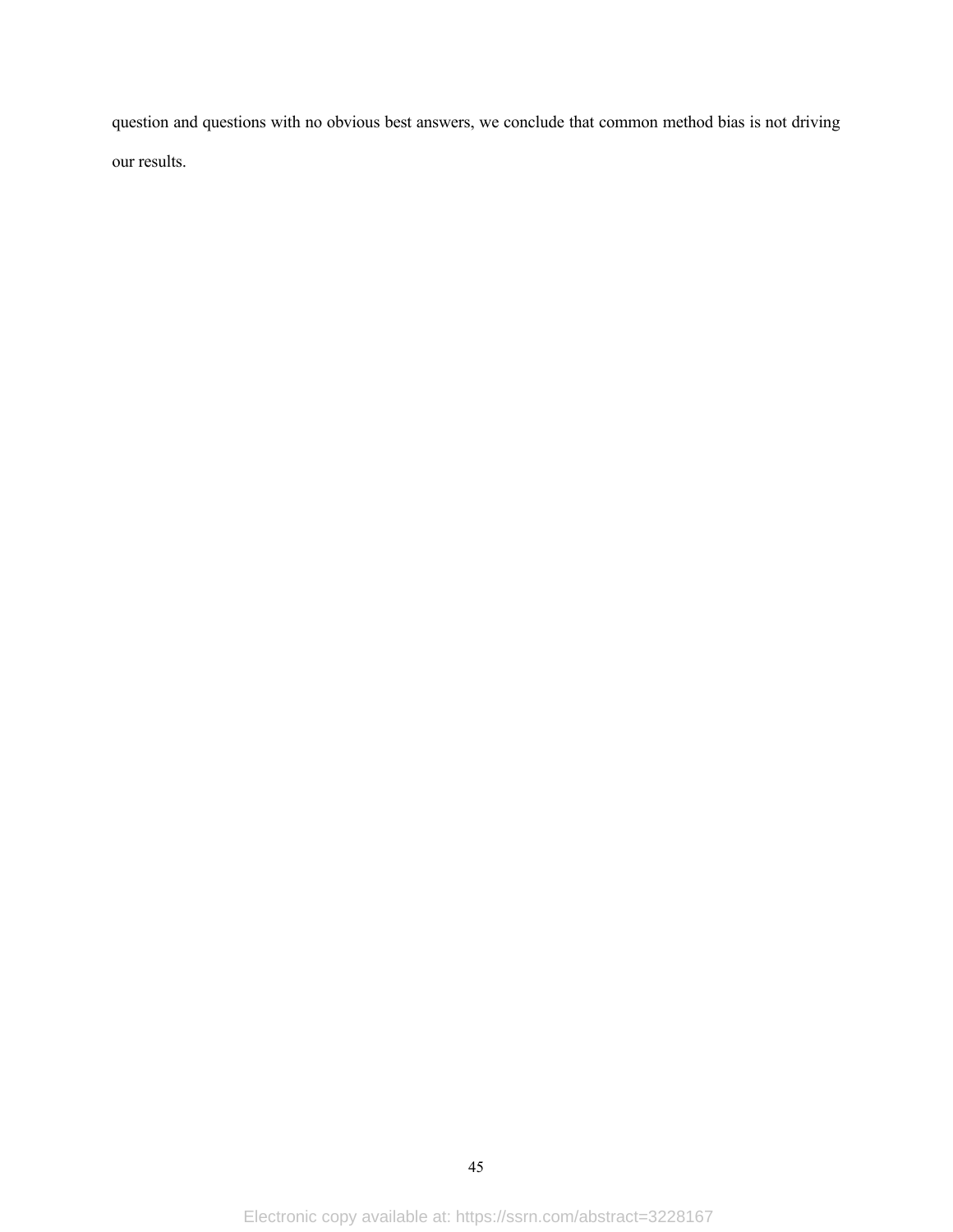question and questions with no obvious best answers, we conclude that common method bias is not driving our results.